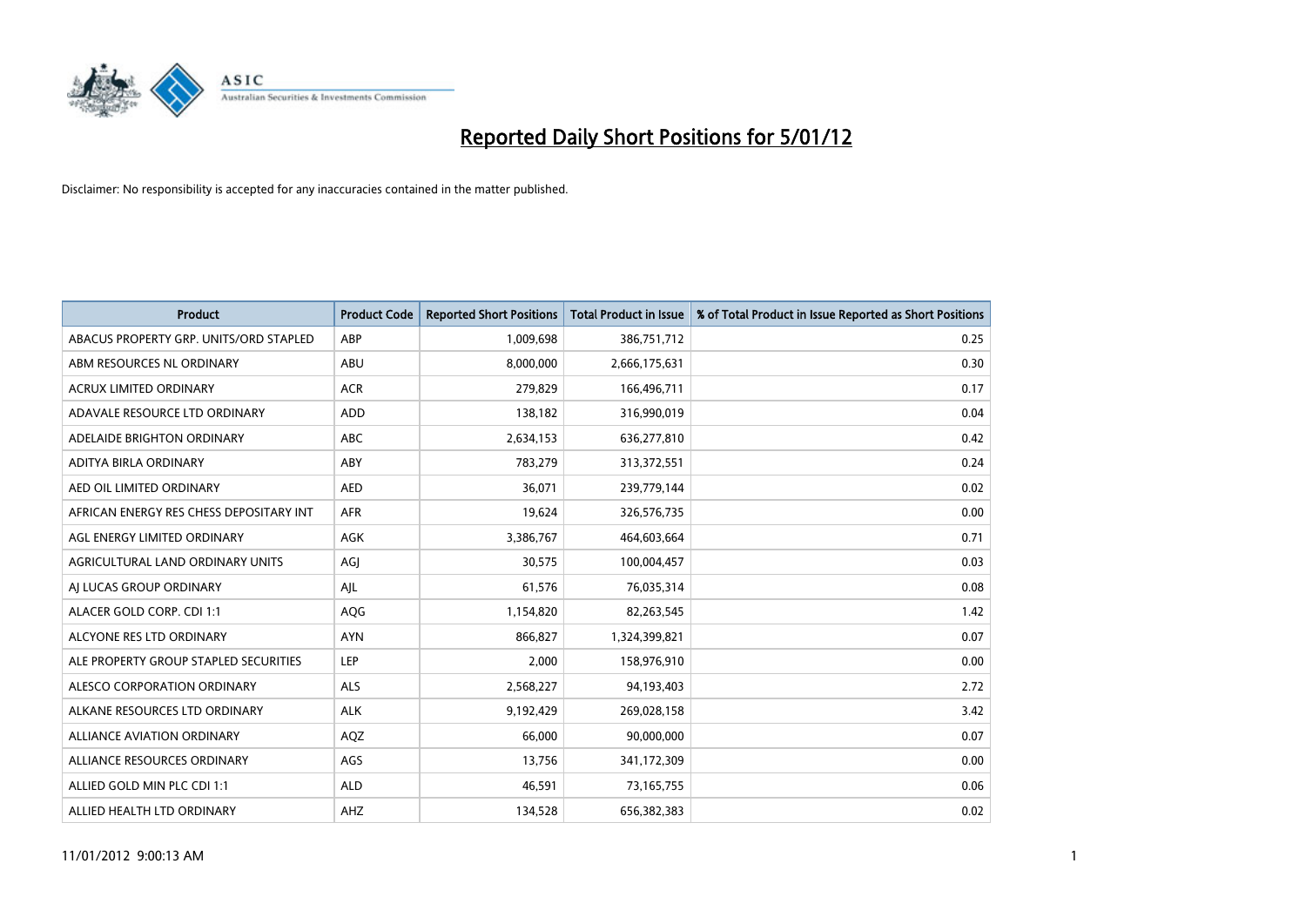# Reported Daily Short Positions for 5/01/12

Disclaimer: No responsibility is accepted for any inaccuracies contained in the matter published.

| Product | Product Code | Reported Short Positions | Total Product in Issue | % of Total Product in Issue Reported as Short Positions |
|---|---|---|---|---|
| ABACUS PROPERTY GRP. UNITS/ORD STAPLED | ABP | 1,009,698 | 386,751,712 | 0.25 |
| ABM RESOURCES NL ORDINARY | ABU | 8,000,000 | 2,666,175,631 | 0.30 |
| ACRUX LIMITED ORDINARY | ACR | 279,829 | 166,496,711 | 0.17 |
| ADAVALE RESOURCE LTD ORDINARY | ADD | 138,182 | 316,990,019 | 0.04 |
| ADELAIDE BRIGHTON ORDINARY | ABC | 2,634,153 | 636,277,810 | 0.42 |
| ADITYA BIRLA ORDINARY | ABY | 783,279 | 313,372,551 | 0.24 |
| AED OIL LIMITED ORDINARY | AED | 36,071 | 239,779,144 | 0.02 |
| AFRICAN ENERGY RES CHESS DEPOSITARY INT | AFR | 19,624 | 326,576,735 | 0.00 |
| AGL ENERGY LIMITED ORDINARY | AGK | 3,386,767 | 464,603,664 | 0.71 |
| AGRICULTURAL LAND ORDINARY UNITS | AGJ | 30,575 | 100,004,457 | 0.03 |
| AJ LUCAS GROUP ORDINARY | AJL | 61,576 | 76,035,314 | 0.08 |
| ALACER GOLD CORP. CDI 1:1 | AQG | 1,154,820 | 82,263,545 | 1.42 |
| ALCYONE RES LTD ORDINARY | AYN | 866,827 | 1,324,399,821 | 0.07 |
| ALE PROPERTY GROUP STAPLED SECURITIES | LEP | 2,000 | 158,976,910 | 0.00 |
| ALESCO CORPORATION ORDINARY | ALS | 2,568,227 | 94,193,403 | 2.72 |
| ALKANE RESOURCES LTD ORDINARY | ALK | 9,192,429 | 269,028,158 | 3.42 |
| ALLIANCE AVIATION ORDINARY | AQZ | 66,000 | 90,000,000 | 0.07 |
| ALLIANCE RESOURCES ORDINARY | AGS | 13,756 | 341,172,309 | 0.00 |
| ALLIED GOLD MIN PLC CDI 1:1 | ALD | 46,591 | 73,165,755 | 0.06 |
| ALLIED HEALTH LTD ORDINARY | AHZ | 134,528 | 656,382,383 | 0.02 |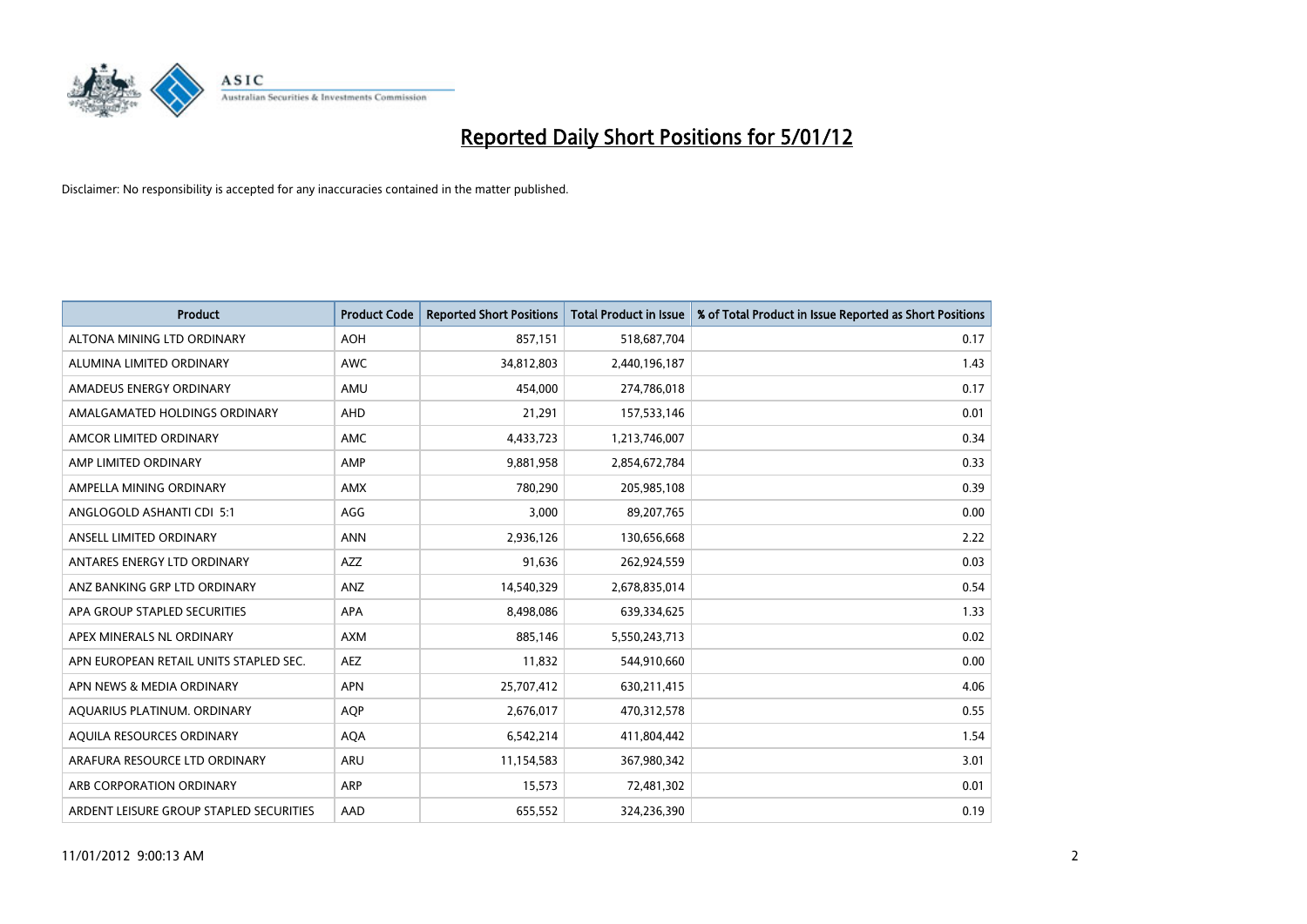# Reported Daily Short Positions for 5/01/12

Disclaimer: No responsibility is accepted for any inaccuracies contained in the matter published.

| Product | Product Code | Reported Short Positions | Total Product in Issue | % of Total Product in Issue Reported as Short Positions |
|---|---|---|---|---|
| ALTONA MINING LTD ORDINARY | AOH | 857,151 | 518,687,704 | 0.17 |
| ALUMINA LIMITED ORDINARY | AWC | 34,812,803 | 2,440,196,187 | 1.43 |
| AMADEUS ENERGY ORDINARY | AMU | 454,000 | 274,786,018 | 0.17 |
| AMALGAMATED HOLDINGS ORDINARY | AHD | 21,291 | 157,533,146 | 0.01 |
| AMCOR LIMITED ORDINARY | AMC | 4,433,723 | 1,213,746,007 | 0.34 |
| AMP LIMITED ORDINARY | AMP | 9,881,958 | 2,854,672,784 | 0.33 |
| AMPELLA MINING ORDINARY | AMX | 780,290 | 205,985,108 | 0.39 |
| ANGLOGOLD ASHANTI CDI 5:1 | AGG | 3,000 | 89,207,765 | 0.00 |
| ANSELL LIMITED ORDINARY | ANN | 2,936,126 | 130,656,668 | 2.22 |
| ANTARES ENERGY LTD ORDINARY | AZZ | 91,636 | 262,924,559 | 0.03 |
| ANZ BANKING GRP LTD ORDINARY | ANZ | 14,540,329 | 2,678,835,014 | 0.54 |
| APA GROUP STAPLED SECURITIES | APA | 8,498,086 | 639,334,625 | 1.33 |
| APEX MINERALS NL ORDINARY | AXM | 885,146 | 5,550,243,713 | 0.02 |
| APN EUROPEAN RETAIL UNITS STAPLED SEC. | AEZ | 11,832 | 544,910,660 | 0.00 |
| APN NEWS & MEDIA ORDINARY | APN | 25,707,412 | 630,211,415 | 4.06 |
| AQUARIUS PLATINUM. ORDINARY | AQP | 2,676,017 | 470,312,578 | 0.55 |
| AQUILA RESOURCES ORDINARY | AQA | 6,542,214 | 411,804,442 | 1.54 |
| ARAFURA RESOURCE LTD ORDINARY | ARU | 11,154,583 | 367,980,342 | 3.01 |
| ARB CORPORATION ORDINARY | ARP | 15,573 | 72,481,302 | 0.01 |
| ARDENT LEISURE GROUP STAPLED SECURITIES | AAD | 655,552 | 324,236,390 | 0.19 |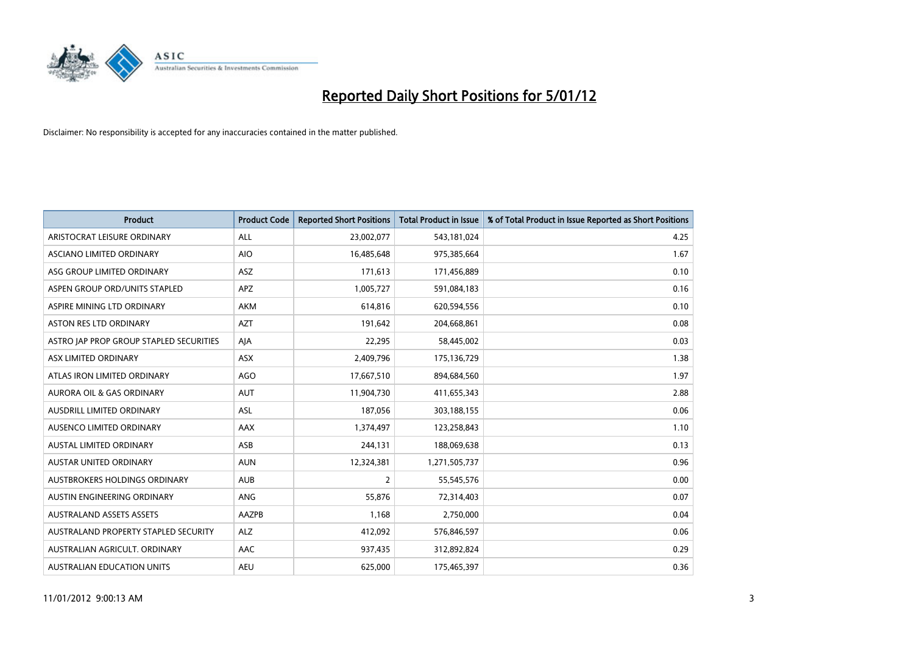# Reported Daily Short Positions for 5/01/12

Disclaimer: No responsibility is accepted for any inaccuracies contained in the matter published.

| Product | Product Code | Reported Short Positions | Total Product in Issue | % of Total Product in Issue Reported as Short Positions |
|---|---|---|---|---|
| ARISTOCRAT LEISURE ORDINARY | ALL | 23,002,077 | 543,181,024 | 4.25 |
| ASCIANO LIMITED ORDINARY | AIO | 16,485,648 | 975,385,664 | 1.67 |
| ASG GROUP LIMITED ORDINARY | ASZ | 171,613 | 171,456,889 | 0.10 |
| ASPEN GROUP ORD/UNITS STAPLED | APZ | 1,005,727 | 591,084,183 | 0.16 |
| ASPIRE MINING LTD ORDINARY | AKM | 614,816 | 620,594,556 | 0.10 |
| ASTON RES LTD ORDINARY | AZT | 191,642 | 204,668,861 | 0.08 |
| ASTRO JAP PROP GROUP STAPLED SECURITIES | AJA | 22,295 | 58,445,002 | 0.03 |
| ASX LIMITED ORDINARY | ASX | 2,409,796 | 175,136,729 | 1.38 |
| ATLAS IRON LIMITED ORDINARY | AGO | 17,667,510 | 894,684,560 | 1.97 |
| AURORA OIL & GAS ORDINARY | AUT | 11,904,730 | 411,655,343 | 2.88 |
| AUSDRILL LIMITED ORDINARY | ASL | 187,056 | 303,188,155 | 0.06 |
| AUSENCO LIMITED ORDINARY | AAX | 1,374,497 | 123,258,843 | 1.10 |
| AUSTAL LIMITED ORDINARY | ASB | 244,131 | 188,069,638 | 0.13 |
| AUSTAR UNITED ORDINARY | AUN | 12,324,381 | 1,271,505,737 | 0.96 |
| AUSTBROKERS HOLDINGS ORDINARY | AUB | 2 | 55,545,576 | 0.00 |
| AUSTIN ENGINEERING ORDINARY | ANG | 55,876 | 72,314,403 | 0.07 |
| AUSTRALAND ASSETS ASSETS | AAZPB | 1,168 | 2,750,000 | 0.04 |
| AUSTRALAND PROPERTY STAPLED SECURITY | ALZ | 412,092 | 576,846,597 | 0.06 |
| AUSTRALIAN AGRICULT. ORDINARY | AAC | 937,435 | 312,892,824 | 0.29 |
| AUSTRALIAN EDUCATION UNITS | AEU | 625,000 | 175,465,397 | 0.36 |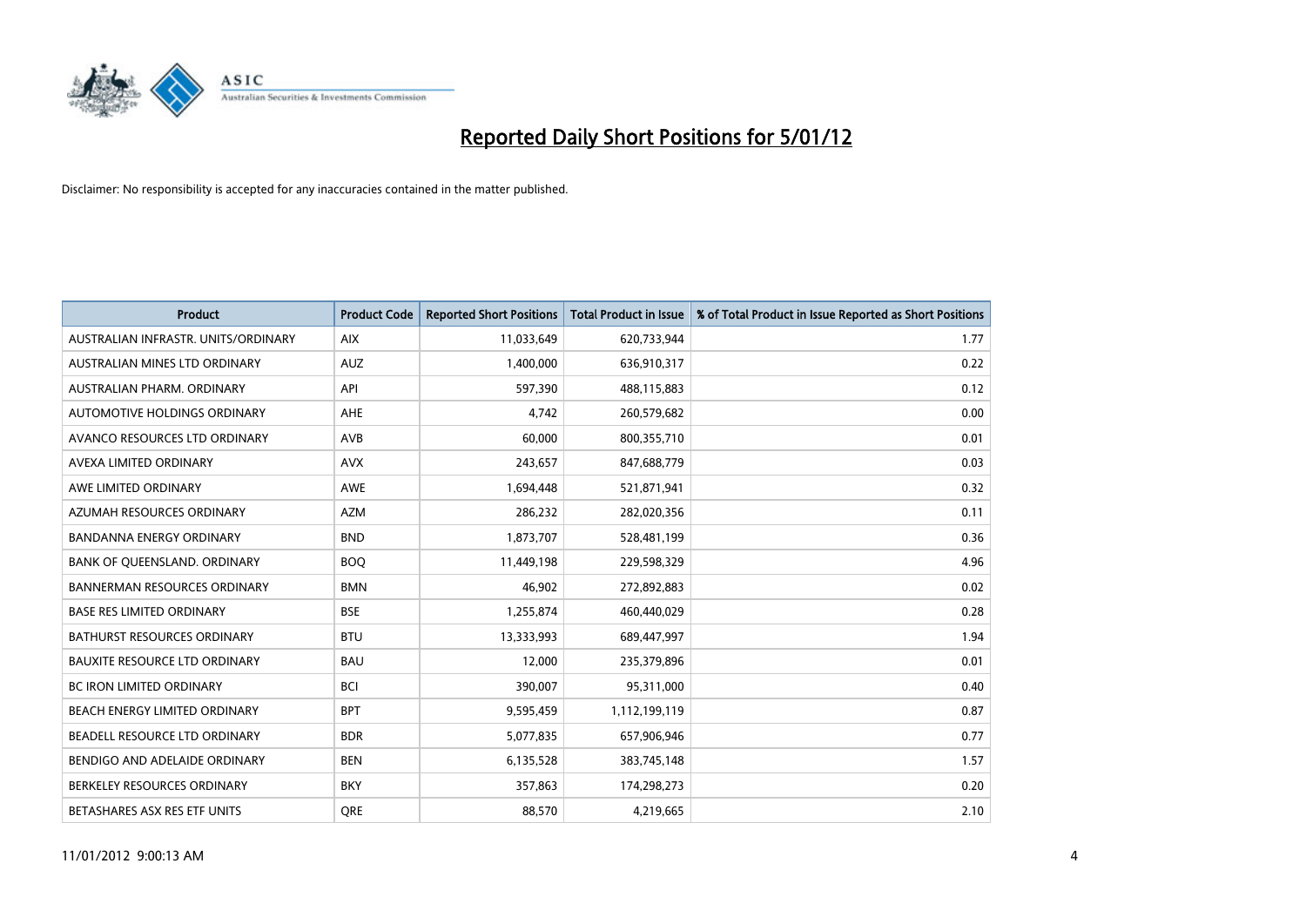# Reported Daily Short Positions for 5/01/12

Disclaimer: No responsibility is accepted for any inaccuracies contained in the matter published.

| Product | Product Code | Reported Short Positions | Total Product in Issue | % of Total Product in Issue Reported as Short Positions |
|---|---|---|---|---|
| AUSTRALIAN INFRASTR. UNITS/ORDINARY | AIX | 11,033,649 | 620,733,944 | 1.77 |
| AUSTRALIAN MINES LTD ORDINARY | AUZ | 1,400,000 | 636,910,317 | 0.22 |
| AUSTRALIAN PHARM. ORDINARY | API | 597,390 | 488,115,883 | 0.12 |
| AUTOMOTIVE HOLDINGS ORDINARY | AHE | 4,742 | 260,579,682 | 0.00 |
| AVANCO RESOURCES LTD ORDINARY | AVB | 60,000 | 800,355,710 | 0.01 |
| AVEXA LIMITED ORDINARY | AVX | 243,657 | 847,688,779 | 0.03 |
| AWE LIMITED ORDINARY | AWE | 1,694,448 | 521,871,941 | 0.32 |
| AZUMAH RESOURCES ORDINARY | AZM | 286,232 | 282,020,356 | 0.11 |
| BANDANNA ENERGY ORDINARY | BND | 1,873,707 | 528,481,199 | 0.36 |
| BANK OF QUEENSLAND. ORDINARY | BOQ | 11,449,198 | 229,598,329 | 4.96 |
| BANNERMAN RESOURCES ORDINARY | BMN | 46,902 | 272,892,883 | 0.02 |
| BASE RES LIMITED ORDINARY | BSE | 1,255,874 | 460,440,029 | 0.28 |
| BATHURST RESOURCES ORDINARY | BTU | 13,333,993 | 689,447,997 | 1.94 |
| BAUXITE RESOURCE LTD ORDINARY | BAU | 12,000 | 235,379,896 | 0.01 |
| BC IRON LIMITED ORDINARY | BCI | 390,007 | 95,311,000 | 0.40 |
| BEACH ENERGY LIMITED ORDINARY | BPT | 9,595,459 | 1,112,199,119 | 0.87 |
| BEADELL RESOURCE LTD ORDINARY | BDR | 5,077,835 | 657,906,946 | 0.77 |
| BENDIGO AND ADELAIDE ORDINARY | BEN | 6,135,528 | 383,745,148 | 1.57 |
| BERKELEY RESOURCES ORDINARY | BKY | 357,863 | 174,298,273 | 0.20 |
| BETASHARES ASX RES ETF UNITS | QRE | 88,570 | 4,219,665 | 2.10 |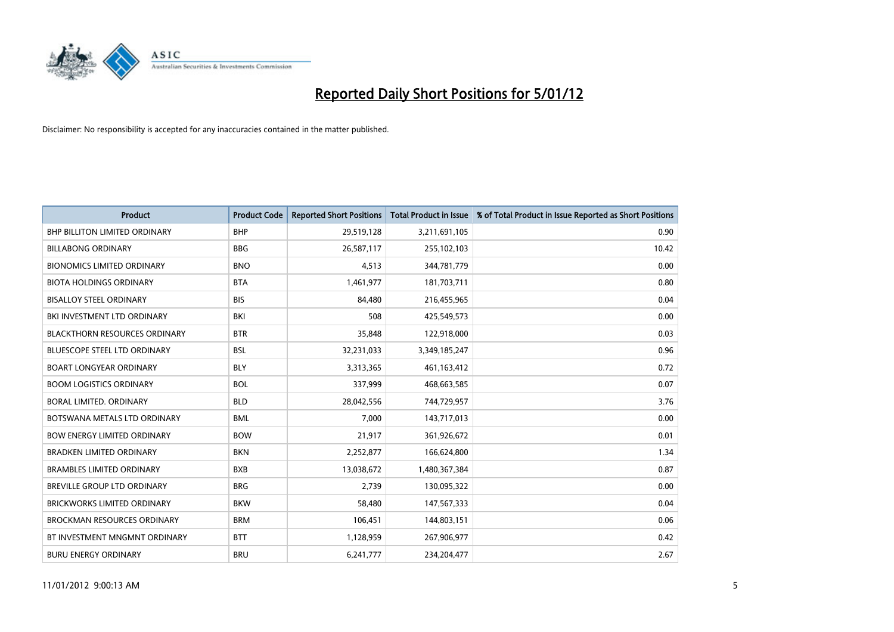# Reported Daily Short Positions for 5/01/12

Disclaimer: No responsibility is accepted for any inaccuracies contained in the matter published.

| Product | Product Code | Reported Short Positions | Total Product in Issue | % of Total Product in Issue Reported as Short Positions |
|---|---|---|---|---|
| BHP BILLITON LIMITED ORDINARY | BHP | 29,519,128 | 3,211,691,105 | 0.90 |
| BILLABONG ORDINARY | BBG | 26,587,117 | 255,102,103 | 10.42 |
| BIONOMICS LIMITED ORDINARY | BNO | 4,513 | 344,781,779 | 0.00 |
| BIOTA HOLDINGS ORDINARY | BTA | 1,461,977 | 181,703,711 | 0.80 |
| BISALLOY STEEL ORDINARY | BIS | 84,480 | 216,455,965 | 0.04 |
| BKI INVESTMENT LTD ORDINARY | BKI | 508 | 425,549,573 | 0.00 |
| BLACKTHORN RESOURCES ORDINARY | BTR | 35,848 | 122,918,000 | 0.03 |
| BLUESCOPE STEEL LTD ORDINARY | BSL | 32,231,033 | 3,349,185,247 | 0.96 |
| BOART LONGYEAR ORDINARY | BLY | 3,313,365 | 461,163,412 | 0.72 |
| BOOM LOGISTICS ORDINARY | BOL | 337,999 | 468,663,585 | 0.07 |
| BORAL LIMITED. ORDINARY | BLD | 28,042,556 | 744,729,957 | 3.76 |
| BOTSWANA METALS LTD ORDINARY | BML | 7,000 | 143,717,013 | 0.00 |
| BOW ENERGY LIMITED ORDINARY | BOW | 21,917 | 361,926,672 | 0.01 |
| BRADKEN LIMITED ORDINARY | BKN | 2,252,877 | 166,624,800 | 1.34 |
| BRAMBLES LIMITED ORDINARY | BXB | 13,038,672 | 1,480,367,384 | 0.87 |
| BREVILLE GROUP LTD ORDINARY | BRG | 2,739 | 130,095,322 | 0.00 |
| BRICKWORKS LIMITED ORDINARY | BKW | 58,480 | 147,567,333 | 0.04 |
| BROCKMAN RESOURCES ORDINARY | BRM | 106,451 | 144,803,151 | 0.06 |
| BT INVESTMENT MNGMNT ORDINARY | BTT | 1,128,959 | 267,906,977 | 0.42 |
| BURU ENERGY ORDINARY | BRU | 6,241,777 | 234,204,477 | 2.67 |

11/01/2012 9:00:13 AM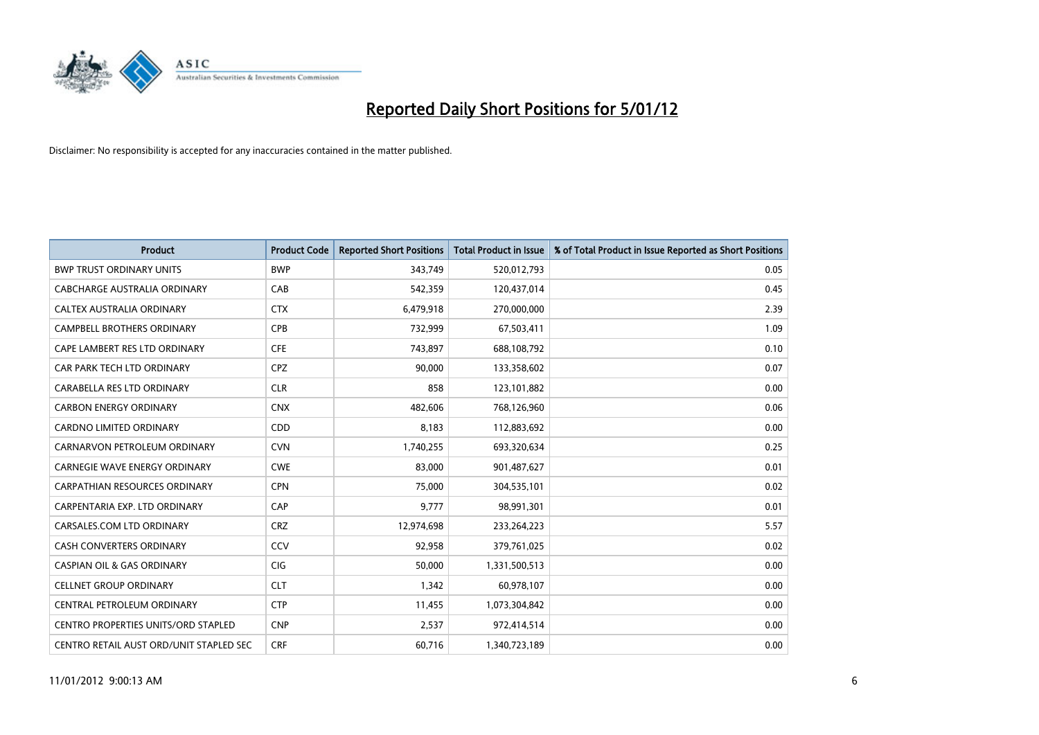# Reported Daily Short Positions for 5/01/12

Disclaimer: No responsibility is accepted for any inaccuracies contained in the matter published.

| Product | Product Code | Reported Short Positions | Total Product in Issue | % of Total Product in Issue Reported as Short Positions |
|---|---|---|---|---|
| BWP TRUST ORDINARY UNITS | BWP | 343,749 | 520,012,793 | 0.05 |
| CABCHARGE AUSTRALIA ORDINARY | CAB | 542,359 | 120,437,014 | 0.45 |
| CALTEX AUSTRALIA ORDINARY | CTX | 6,479,918 | 270,000,000 | 2.39 |
| CAMPBELL BROTHERS ORDINARY | CPB | 732,999 | 67,503,411 | 1.09 |
| CAPE LAMBERT RES LTD ORDINARY | CFE | 743,897 | 688,108,792 | 0.10 |
| CAR PARK TECH LTD ORDINARY | CPZ | 90,000 | 133,358,602 | 0.07 |
| CARABELLA RES LTD ORDINARY | CLR | 858 | 123,101,882 | 0.00 |
| CARBON ENERGY ORDINARY | CNX | 482,606 | 768,126,960 | 0.06 |
| CARDNO LIMITED ORDINARY | CDD | 8,183 | 112,883,692 | 0.00 |
| CARNARVON PETROLEUM ORDINARY | CVN | 1,740,255 | 693,320,634 | 0.25 |
| CARNEGIE WAVE ENERGY ORDINARY | CWE | 83,000 | 901,487,627 | 0.01 |
| CARPATHIAN RESOURCES ORDINARY | CPN | 75,000 | 304,535,101 | 0.02 |
| CARPENTARIA EXP. LTD ORDINARY | CAP | 9,777 | 98,991,301 | 0.01 |
| CARSALES.COM LTD ORDINARY | CRZ | 12,974,698 | 233,264,223 | 5.57 |
| CASH CONVERTERS ORDINARY | CCV | 92,958 | 379,761,025 | 0.02 |
| CASPIAN OIL & GAS ORDINARY | CIG | 50,000 | 1,331,500,513 | 0.00 |
| CELLNET GROUP ORDINARY | CLT | 1,342 | 60,978,107 | 0.00 |
| CENTRAL PETROLEUM ORDINARY | CTP | 11,455 | 1,073,304,842 | 0.00 |
| CENTRO PROPERTIES UNITS/ORD STAPLED | CNP | 2,537 | 972,414,514 | 0.00 |
| CENTRO RETAIL AUST ORD/UNIT STAPLED SEC | CRF | 60,716 | 1,340,723,189 | 0.00 |

11/01/2012 9:00:13 AM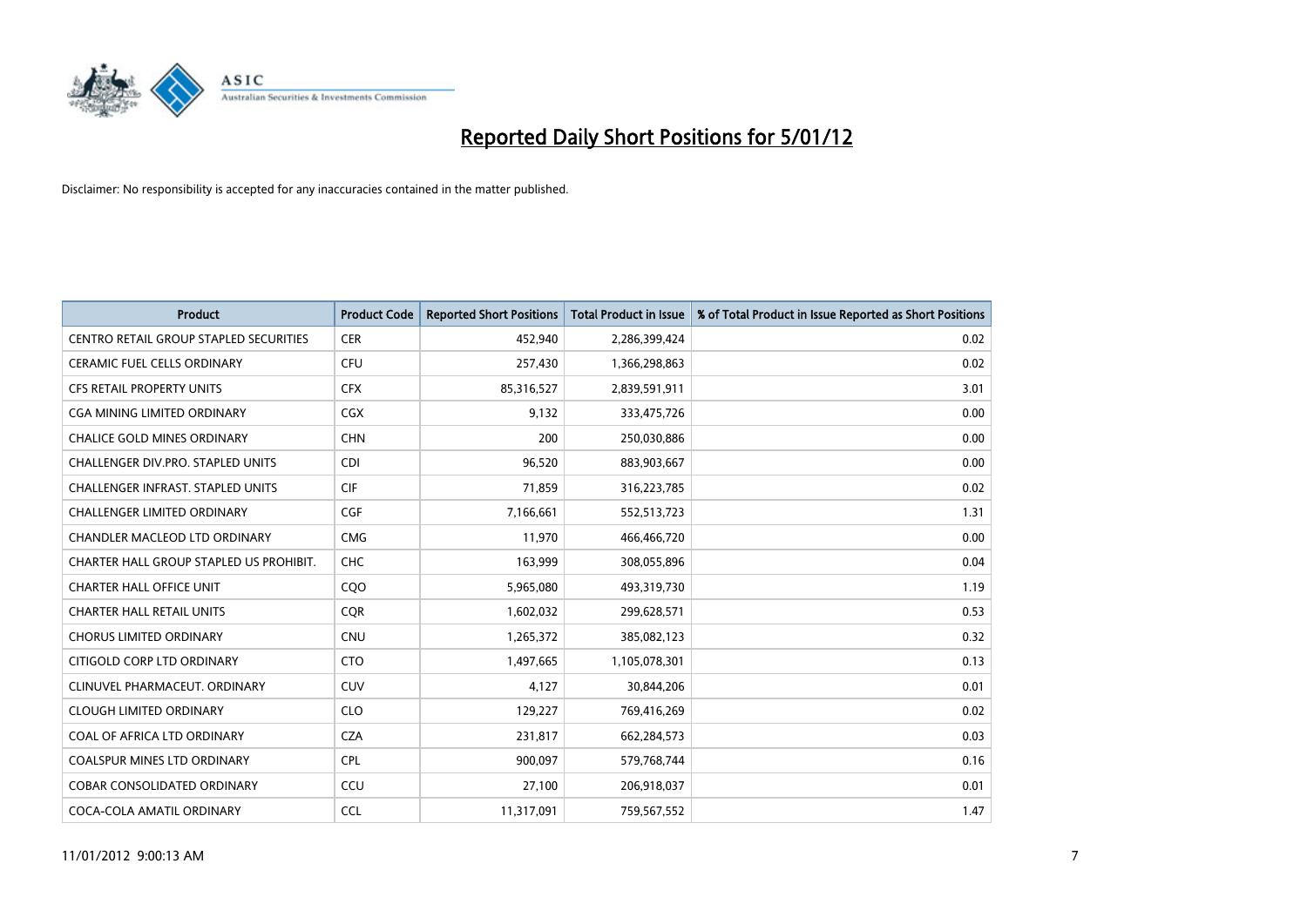# Reported Daily Short Positions for 5/01/12

Disclaimer: No responsibility is accepted for any inaccuracies contained in the matter published.

| Product | Product Code | Reported Short Positions | Total Product in Issue | % of Total Product in Issue Reported as Short Positions |
|---|---|---|---|---|
| CENTRO RETAIL GROUP STAPLED SECURITIES | CER | 452,940 | 2,286,399,424 | 0.02 |
| CERAMIC FUEL CELLS ORDINARY | CFU | 257,430 | 1,366,298,863 | 0.02 |
| CFS RETAIL PROPERTY UNITS | CFX | 85,316,527 | 2,839,591,911 | 3.01 |
| CGA MINING LIMITED ORDINARY | CGX | 9,132 | 333,475,726 | 0.00 |
| CHALICE GOLD MINES ORDINARY | CHN | 200 | 250,030,886 | 0.00 |
| CHALLENGER DIV.PRO. STAPLED UNITS | CDI | 96,520 | 883,903,667 | 0.00 |
| CHALLENGER INFRAST. STAPLED UNITS | CIF | 71,859 | 316,223,785 | 0.02 |
| CHALLENGER LIMITED ORDINARY | CGF | 7,166,661 | 552,513,723 | 1.31 |
| CHANDLER MACLEOD LTD ORDINARY | CMG | 11,970 | 466,466,720 | 0.00 |
| CHARTER HALL GROUP STAPLED US PROHIBIT. | CHC | 163,999 | 308,055,896 | 0.04 |
| CHARTER HALL OFFICE UNIT | CQO | 5,965,080 | 493,319,730 | 1.19 |
| CHARTER HALL RETAIL UNITS | CQR | 1,602,032 | 299,628,571 | 0.53 |
| CHORUS LIMITED ORDINARY | CNU | 1,265,372 | 385,082,123 | 0.32 |
| CITIGOLD CORP LTD ORDINARY | CTO | 1,497,665 | 1,105,078,301 | 0.13 |
| CLINUVEL PHARMACEUT. ORDINARY | CUV | 4,127 | 30,844,206 | 0.01 |
| CLOUGH LIMITED ORDINARY | CLO | 129,227 | 769,416,269 | 0.02 |
| COAL OF AFRICA LTD ORDINARY | CZA | 231,817 | 662,284,573 | 0.03 |
| COALSPUR MINES LTD ORDINARY | CPL | 900,097 | 579,768,744 | 0.16 |
| COBAR CONSOLIDATED ORDINARY | CCU | 27,100 | 206,918,037 | 0.01 |
| COCA-COLA AMATIL ORDINARY | CCL | 11,317,091 | 759,567,552 | 1.47 |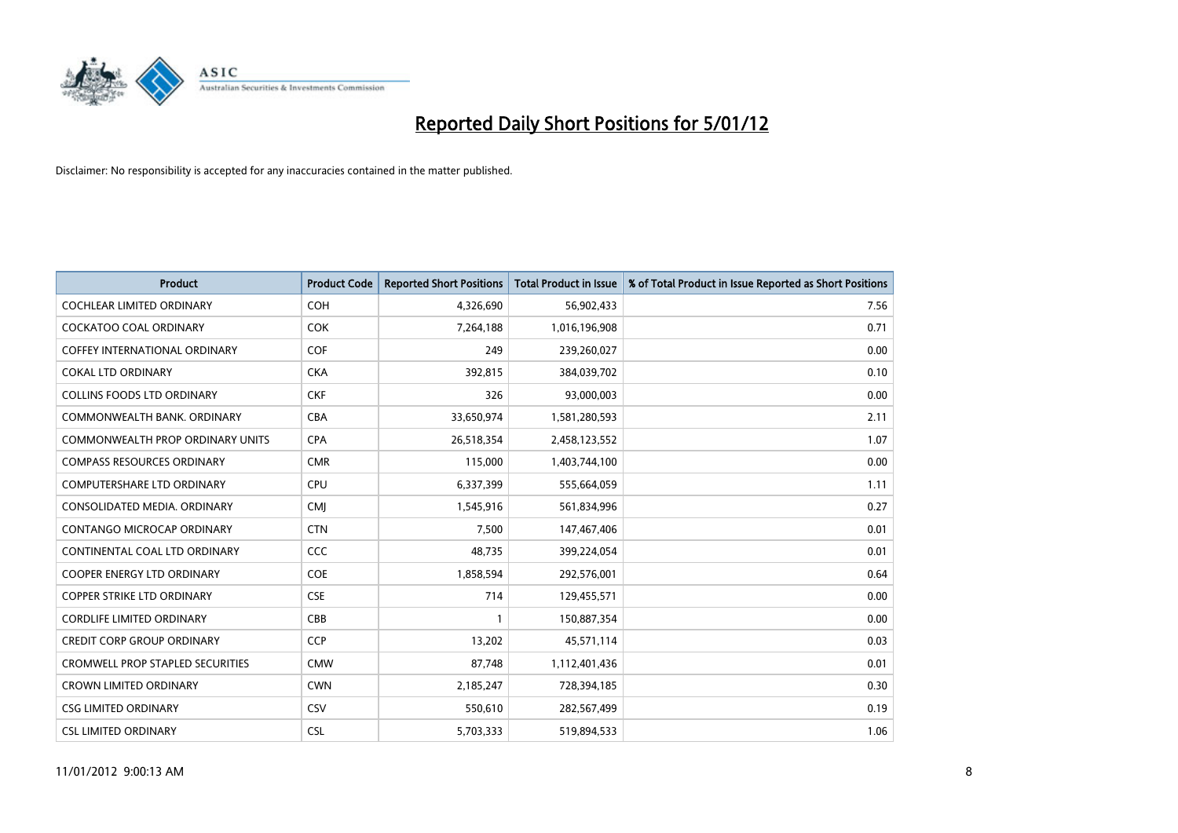# Reported Daily Short Positions for 5/01/12

Disclaimer: No responsibility is accepted for any inaccuracies contained in the matter published.

| Product | Product Code | Reported Short Positions | Total Product in Issue | % of Total Product in Issue Reported as Short Positions |
|---|---|---|---|---|
| COCHLEAR LIMITED ORDINARY | COH | 4,326,690 | 56,902,433 | 7.56 |
| COCKATOO COAL ORDINARY | COK | 7,264,188 | 1,016,196,908 | 0.71 |
| COFFEY INTERNATIONAL ORDINARY | COF | 249 | 239,260,027 | 0.00 |
| COKAL LTD ORDINARY | CKA | 392,815 | 384,039,702 | 0.10 |
| COLLINS FOODS LTD ORDINARY | CKF | 326 | 93,000,003 | 0.00 |
| COMMONWEALTH BANK. ORDINARY | CBA | 33,650,974 | 1,581,280,593 | 2.11 |
| COMMONWEALTH PROP ORDINARY UNITS | CPA | 26,518,354 | 2,458,123,552 | 1.07 |
| COMPASS RESOURCES ORDINARY | CMR | 115,000 | 1,403,744,100 | 0.00 |
| COMPUTERSHARE LTD ORDINARY | CPU | 6,337,399 | 555,664,059 | 1.11 |
| CONSOLIDATED MEDIA. ORDINARY | CMJ | 1,545,916 | 561,834,996 | 0.27 |
| CONTANGO MICROCAP ORDINARY | CTN | 7,500 | 147,467,406 | 0.01 |
| CONTINENTAL COAL LTD ORDINARY | CCC | 48,735 | 399,224,054 | 0.01 |
| COOPER ENERGY LTD ORDINARY | COE | 1,858,594 | 292,576,001 | 0.64 |
| COPPER STRIKE LTD ORDINARY | CSE | 714 | 129,455,571 | 0.00 |
| CORDLIFE LIMITED ORDINARY | CBB | 1 | 150,887,354 | 0.00 |
| CREDIT CORP GROUP ORDINARY | CCP | 13,202 | 45,571,114 | 0.03 |
| CROMWELL PROP STAPLED SECURITIES | CMW | 87,748 | 1,112,401,436 | 0.01 |
| CROWN LIMITED ORDINARY | CWN | 2,185,247 | 728,394,185 | 0.30 |
| CSG LIMITED ORDINARY | CSV | 550,610 | 282,567,499 | 0.19 |
| CSL LIMITED ORDINARY | CSL | 5,703,333 | 519,894,533 | 1.06 |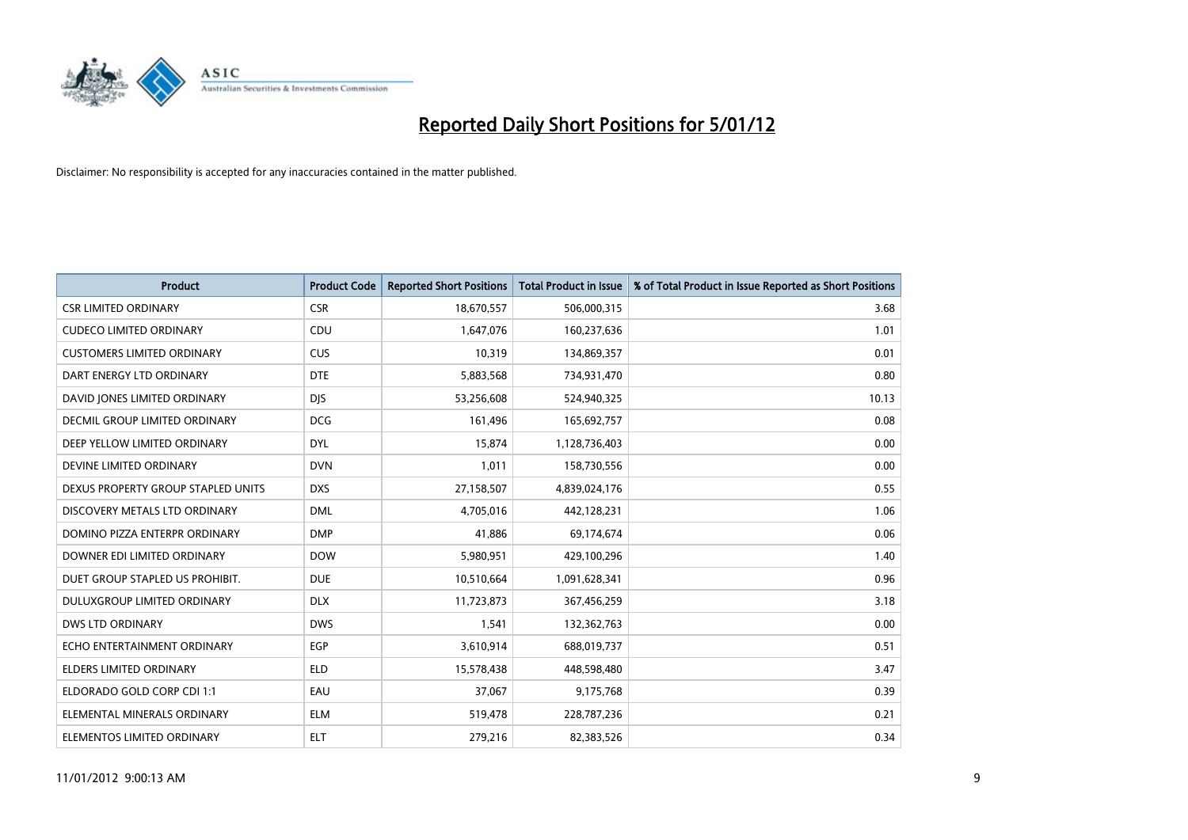# Reported Daily Short Positions for 5/01/12

Disclaimer: No responsibility is accepted for any inaccuracies contained in the matter published.

| Product | Product Code | Reported Short Positions | Total Product in Issue | % of Total Product in Issue Reported as Short Positions |
|---|---|---|---|---|
| CSR LIMITED ORDINARY | CSR | 18,670,557 | 506,000,315 | 3.68 |
| CUDECO LIMITED ORDINARY | CDU | 1,647,076 | 160,237,636 | 1.01 |
| CUSTOMERS LIMITED ORDINARY | CUS | 10,319 | 134,869,357 | 0.01 |
| DART ENERGY LTD ORDINARY | DTE | 5,883,568 | 734,931,470 | 0.80 |
| DAVID JONES LIMITED ORDINARY | DJS | 53,256,608 | 524,940,325 | 10.13 |
| DECMIL GROUP LIMITED ORDINARY | DCG | 161,496 | 165,692,757 | 0.08 |
| DEEP YELLOW LIMITED ORDINARY | DYL | 15,874 | 1,128,736,403 | 0.00 |
| DEVINE LIMITED ORDINARY | DVN | 1,011 | 158,730,556 | 0.00 |
| DEXUS PROPERTY GROUP STAPLED UNITS | DXS | 27,158,507 | 4,839,024,176 | 0.55 |
| DISCOVERY METALS LTD ORDINARY | DML | 4,705,016 | 442,128,231 | 1.06 |
| DOMINO PIZZA ENTERPR ORDINARY | DMP | 41,886 | 69,174,674 | 0.06 |
| DOWNER EDI LIMITED ORDINARY | DOW | 5,980,951 | 429,100,296 | 1.40 |
| DUET GROUP STAPLED US PROHIBIT. | DUE | 10,510,664 | 1,091,628,341 | 0.96 |
| DULUXGROUP LIMITED ORDINARY | DLX | 11,723,873 | 367,456,259 | 3.18 |
| DWS LTD ORDINARY | DWS | 1,541 | 132,362,763 | 0.00 |
| ECHO ENTERTAINMENT ORDINARY | EGP | 3,610,914 | 688,019,737 | 0.51 |
| ELDERS LIMITED ORDINARY | ELD | 15,578,438 | 448,598,480 | 3.47 |
| ELDORADO GOLD CORP CDI 1:1 | EAU | 37,067 | 9,175,768 | 0.39 |
| ELEMENTAL MINERALS ORDINARY | ELM | 519,478 | 228,787,236 | 0.21 |
| ELEMENTOS LIMITED ORDINARY | ELT | 279,216 | 82,383,526 | 0.34 |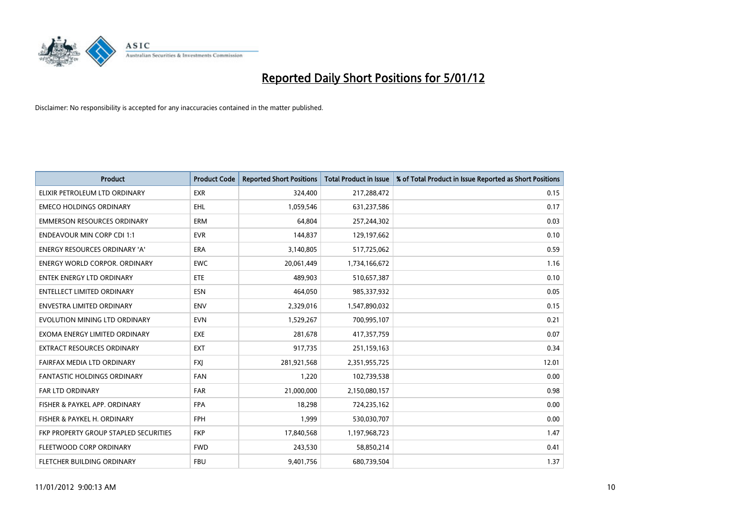# Reported Daily Short Positions for 5/01/12

Disclaimer: No responsibility is accepted for any inaccuracies contained in the matter published.

| Product | Product Code | Reported Short Positions | Total Product in Issue | % of Total Product in Issue Reported as Short Positions |
| --- | --- | --- | --- | --- |
| ELIXIR PETROLEUM LTD ORDINARY | EXR | 324,400 | 217,288,472 | 0.15 |
| EMECO HOLDINGS ORDINARY | EHL | 1,059,546 | 631,237,586 | 0.17 |
| EMMERSON RESOURCES ORDINARY | ERM | 64,804 | 257,244,302 | 0.03 |
| ENDEAVOUR MIN CORP CDI 1:1 | EVR | 144,837 | 129,197,662 | 0.10 |
| ENERGY RESOURCES ORDINARY 'A' | ERA | 3,140,805 | 517,725,062 | 0.59 |
| ENERGY WORLD CORPOR. ORDINARY | EWC | 20,061,449 | 1,734,166,672 | 1.16 |
| ENTEK ENERGY LTD ORDINARY | ETE | 489,903 | 510,657,387 | 0.10 |
| ENTELLECT LIMITED ORDINARY | ESN | 464,050 | 985,337,932 | 0.05 |
| ENVESTRA LIMITED ORDINARY | ENV | 2,329,016 | 1,547,890,032 | 0.15 |
| EVOLUTION MINING LTD ORDINARY | EVN | 1,529,267 | 700,995,107 | 0.21 |
| EXOMA ENERGY LIMITED ORDINARY | EXE | 281,678 | 417,357,759 | 0.07 |
| EXTRACT RESOURCES ORDINARY | EXT | 917,735 | 251,159,163 | 0.34 |
| FAIRFAX MEDIA LTD ORDINARY | FXJ | 281,921,568 | 2,351,955,725 | 12.01 |
| FANTASTIC HOLDINGS ORDINARY | FAN | 1,220 | 102,739,538 | 0.00 |
| FAR LTD ORDINARY | FAR | 21,000,000 | 2,150,080,157 | 0.98 |
| FISHER & PAYKEL APP. ORDINARY | FPA | 18,298 | 724,235,162 | 0.00 |
| FISHER & PAYKEL H. ORDINARY | FPH | 1,999 | 530,030,707 | 0.00 |
| FKP PROPERTY GROUP STAPLED SECURITIES | FKP | 17,840,568 | 1,197,968,723 | 1.47 |
| FLEETWOOD CORP ORDINARY | FWD | 243,530 | 58,850,214 | 0.41 |
| FLETCHER BUILDING ORDINARY | FBU | 9,401,756 | 680,739,504 | 1.37 |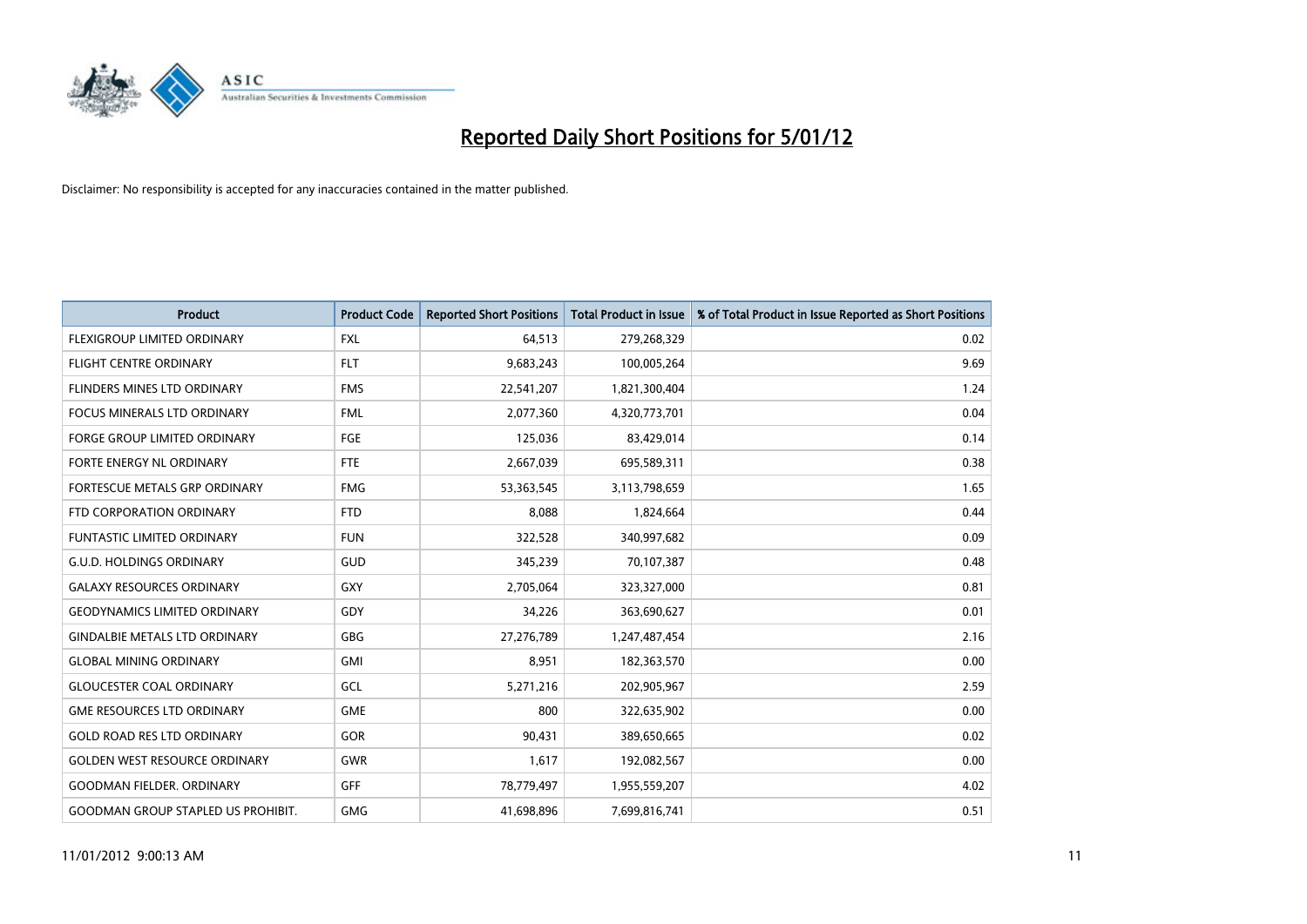# Reported Daily Short Positions for 5/01/12

Disclaimer: No responsibility is accepted for any inaccuracies contained in the matter published.

| Product | Product Code | Reported Short Positions | Total Product in Issue | % of Total Product in Issue Reported as Short Positions |
|---|---|---|---|---|
| FLEXIGROUP LIMITED ORDINARY | FXL | 64,513 | 279,268,329 | 0.02 |
| FLIGHT CENTRE ORDINARY | FLT | 9,683,243 | 100,005,264 | 9.69 |
| FLINDERS MINES LTD ORDINARY | FMS | 22,541,207 | 1,821,300,404 | 1.24 |
| FOCUS MINERALS LTD ORDINARY | FML | 2,077,360 | 4,320,773,701 | 0.04 |
| FORGE GROUP LIMITED ORDINARY | FGE | 125,036 | 83,429,014 | 0.14 |
| FORTE ENERGY NL ORDINARY | FTE | 2,667,039 | 695,589,311 | 0.38 |
| FORTESCUE METALS GRP ORDINARY | FMG | 53,363,545 | 3,113,798,659 | 1.65 |
| FTD CORPORATION ORDINARY | FTD | 8,088 | 1,824,664 | 0.44 |
| FUNTASTIC LIMITED ORDINARY | FUN | 322,528 | 340,997,682 | 0.09 |
| G.U.D. HOLDINGS ORDINARY | GUD | 345,239 | 70,107,387 | 0.48 |
| GALAXY RESOURCES ORDINARY | GXY | 2,705,064 | 323,327,000 | 0.81 |
| GEODYNAMICS LIMITED ORDINARY | GDY | 34,226 | 363,690,627 | 0.01 |
| GINDALBIE METALS LTD ORDINARY | GBG | 27,276,789 | 1,247,487,454 | 2.16 |
| GLOBAL MINING ORDINARY | GMI | 8,951 | 182,363,570 | 0.00 |
| GLOUCESTER COAL ORDINARY | GCL | 5,271,216 | 202,905,967 | 2.59 |
| GME RESOURCES LTD ORDINARY | GME | 800 | 322,635,902 | 0.00 |
| GOLD ROAD RES LTD ORDINARY | GOR | 90,431 | 389,650,665 | 0.02 |
| GOLDEN WEST RESOURCE ORDINARY | GWR | 1,617 | 192,082,567 | 0.00 |
| GOODMAN FIELDER. ORDINARY | GFF | 78,779,497 | 1,955,559,207 | 4.02 |
| GOODMAN GROUP STAPLED US PROHIBIT. | GMG | 41,698,896 | 7,699,816,741 | 0.51 |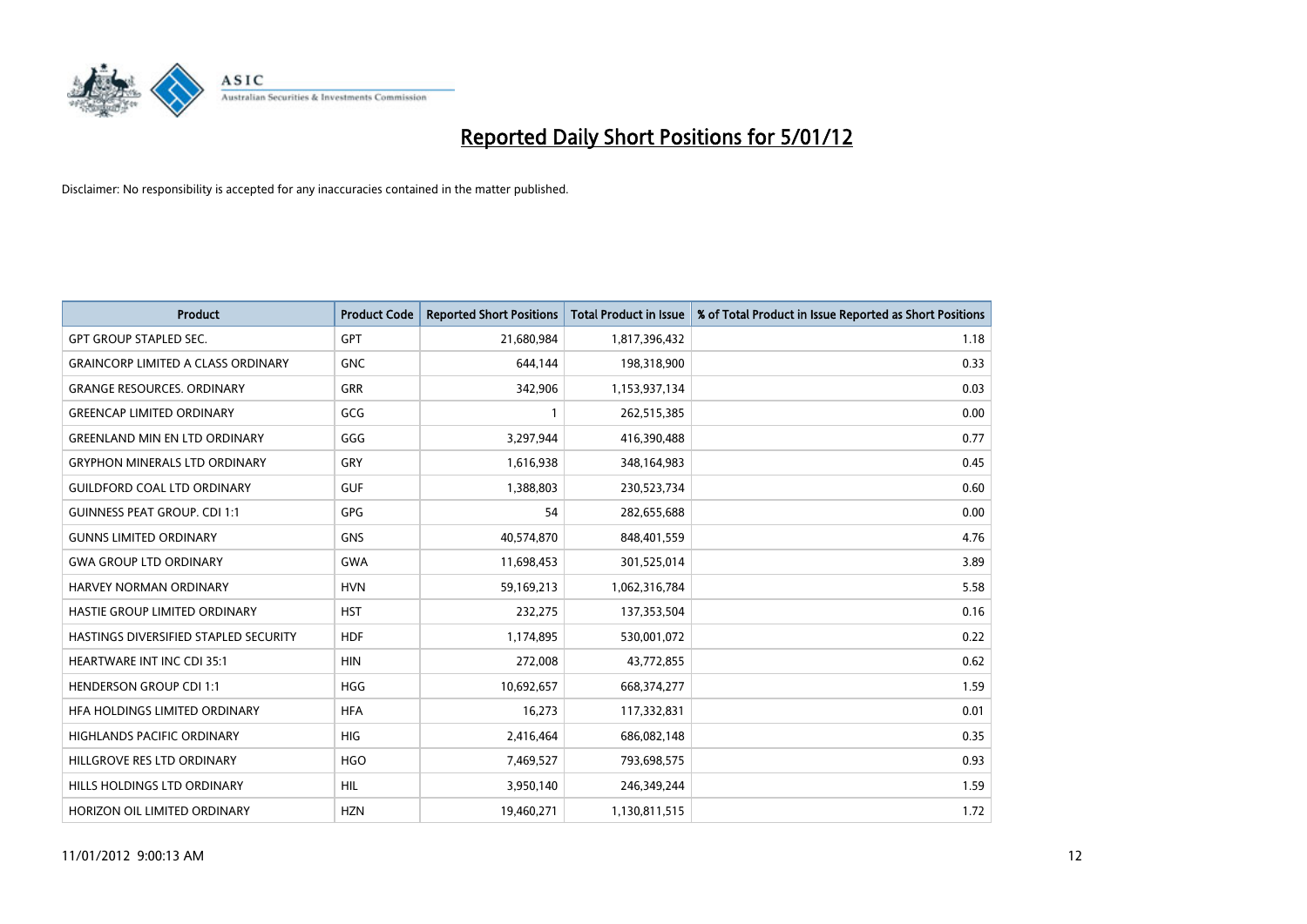# Reported Daily Short Positions for 5/01/12

Disclaimer: No responsibility is accepted for any inaccuracies contained in the matter published.

| Product | Product Code | Reported Short Positions | Total Product in Issue | % of Total Product in Issue Reported as Short Positions |
|---|---|---|---|---|
| GPT GROUP STAPLED SEC. | GPT | 21,680,984 | 1,817,396,432 | 1.18 |
| GRAINCORP LIMITED A CLASS ORDINARY | GNC | 644,144 | 198,318,900 | 0.33 |
| GRANGE RESOURCES. ORDINARY | GRR | 342,906 | 1,153,937,134 | 0.03 |
| GREENCAP LIMITED ORDINARY | GCG | 1 | 262,515,385 | 0.00 |
| GREENLAND MIN EN LTD ORDINARY | GGG | 3,297,944 | 416,390,488 | 0.77 |
| GRYPHON MINERALS LTD ORDINARY | GRY | 1,616,938 | 348,164,983 | 0.45 |
| GUILDFORD COAL LTD ORDINARY | GUF | 1,388,803 | 230,523,734 | 0.60 |
| GUINNESS PEAT GROUP. CDI 1:1 | GPG | 54 | 282,655,688 | 0.00 |
| GUNNS LIMITED ORDINARY | GNS | 40,574,870 | 848,401,559 | 4.76 |
| GWA GROUP LTD ORDINARY | GWA | 11,698,453 | 301,525,014 | 3.89 |
| HARVEY NORMAN ORDINARY | HVN | 59,169,213 | 1,062,316,784 | 5.58 |
| HASTIE GROUP LIMITED ORDINARY | HST | 232,275 | 137,353,504 | 0.16 |
| HASTINGS DIVERSIFIED STAPLED SECURITY | HDF | 1,174,895 | 530,001,072 | 0.22 |
| HEARTWARE INT INC CDI 35:1 | HIN | 272,008 | 43,772,855 | 0.62 |
| HENDERSON GROUP CDI 1:1 | HGG | 10,692,657 | 668,374,277 | 1.59 |
| HFA HOLDINGS LIMITED ORDINARY | HFA | 16,273 | 117,332,831 | 0.01 |
| HIGHLANDS PACIFIC ORDINARY | HIG | 2,416,464 | 686,082,148 | 0.35 |
| HILLGROVE RES LTD ORDINARY | HGO | 7,469,527 | 793,698,575 | 0.93 |
| HILLS HOLDINGS LTD ORDINARY | HIL | 3,950,140 | 246,349,244 | 1.59 |
| HORIZON OIL LIMITED ORDINARY | HZN | 19,460,271 | 1,130,811,515 | 1.72 |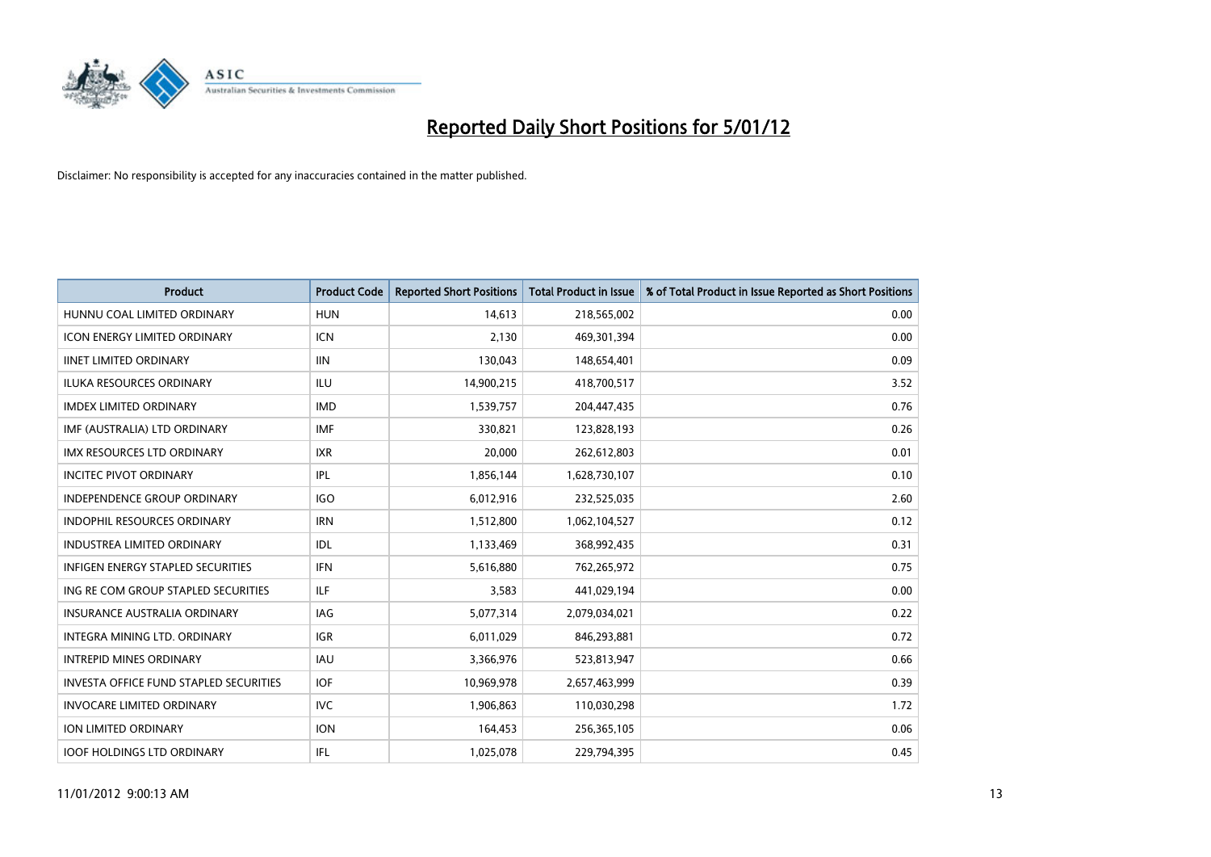# Reported Daily Short Positions for 5/01/12

Disclaimer: No responsibility is accepted for any inaccuracies contained in the matter published.

| Product | Product Code | Reported Short Positions | Total Product in Issue | % of Total Product in Issue Reported as Short Positions |
|---|---|---|---|---|
| HUNNU COAL LIMITED ORDINARY | HUN | 14,613 | 218,565,002 | 0.00 |
| ICON ENERGY LIMITED ORDINARY | ICN | 2,130 | 469,301,394 | 0.00 |
| IINET LIMITED ORDINARY | IIN | 130,043 | 148,654,401 | 0.09 |
| ILUKA RESOURCES ORDINARY | ILU | 14,900,215 | 418,700,517 | 3.52 |
| IMDEX LIMITED ORDINARY | IMD | 1,539,757 | 204,447,435 | 0.76 |
| IMF (AUSTRALIA) LTD ORDINARY | IMF | 330,821 | 123,828,193 | 0.26 |
| IMX RESOURCES LTD ORDINARY | IXR | 20,000 | 262,612,803 | 0.01 |
| INCITEC PIVOT ORDINARY | IPL | 1,856,144 | 1,628,730,107 | 0.10 |
| INDEPENDENCE GROUP ORDINARY | IGO | 6,012,916 | 232,525,035 | 2.60 |
| INDOPHIL RESOURCES ORDINARY | IRN | 1,512,800 | 1,062,104,527 | 0.12 |
| INDUSTREA LIMITED ORDINARY | IDL | 1,133,469 | 368,992,435 | 0.31 |
| INFIGEN ENERGY STAPLED SECURITIES | IFN | 5,616,880 | 762,265,972 | 0.75 |
| ING RE COM GROUP STAPLED SECURITIES | ILF | 3,583 | 441,029,194 | 0.00 |
| INSURANCE AUSTRALIA ORDINARY | IAG | 5,077,314 | 2,079,034,021 | 0.22 |
| INTEGRA MINING LTD. ORDINARY | IGR | 6,011,029 | 846,293,881 | 0.72 |
| INTREPID MINES ORDINARY | IAU | 3,366,976 | 523,813,947 | 0.66 |
| INVESTA OFFICE FUND STAPLED SECURITIES | IOF | 10,969,978 | 2,657,463,999 | 0.39 |
| INVOCARE LIMITED ORDINARY | IVC | 1,906,863 | 110,030,298 | 1.72 |
| ION LIMITED ORDINARY | ION | 164,453 | 256,365,105 | 0.06 |
| IOOF HOLDINGS LTD ORDINARY | IFL | 1,025,078 | 229,794,395 | 0.45 |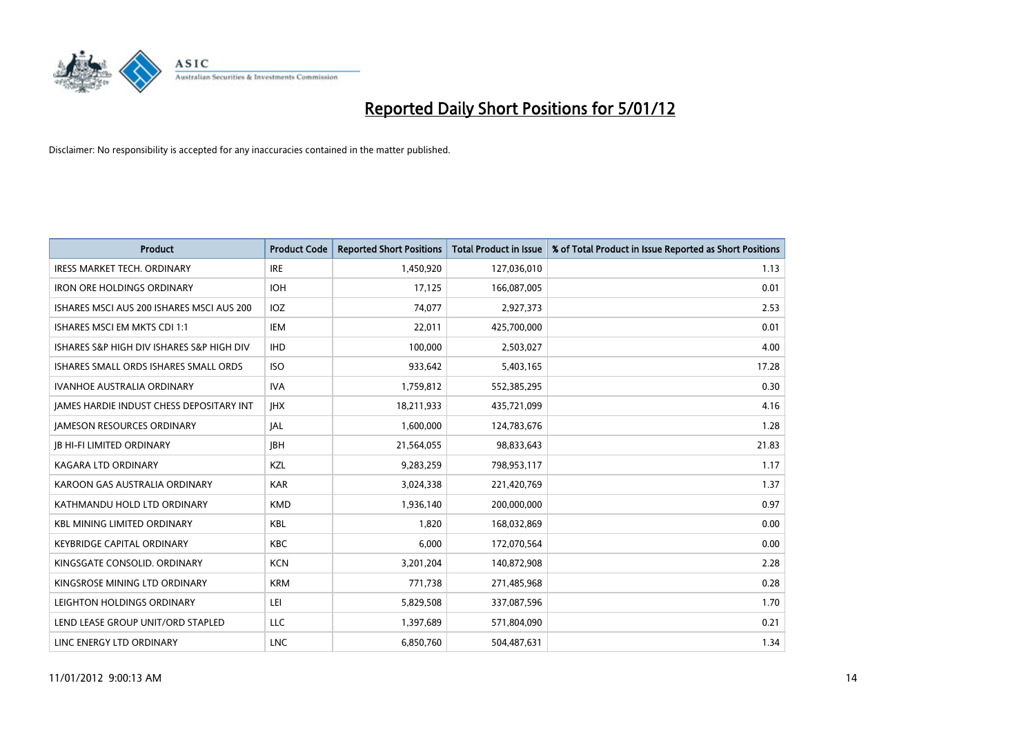# Reported Daily Short Positions for 5/01/12

Disclaimer: No responsibility is accepted for any inaccuracies contained in the matter published.

| Product | Product Code | Reported Short Positions | Total Product in Issue | % of Total Product in Issue Reported as Short Positions |
|---|---|---|---|---|
| IRESS MARKET TECH. ORDINARY | IRE | 1,450,920 | 127,036,010 | 1.13 |
| IRON ORE HOLDINGS ORDINARY | IOH | 17,125 | 166,087,005 | 0.01 |
| ISHARES MSCI AUS 200 ISHARES MSCI AUS 200 | IOZ | 74,077 | 2,927,373 | 2.53 |
| ISHARES MSCI EM MKTS CDI 1:1 | IEM | 22,011 | 425,700,000 | 0.01 |
| ISHARES S&P HIGH DIV ISHARES S&P HIGH DIV | IHD | 100,000 | 2,503,027 | 4.00 |
| ISHARES SMALL ORDS ISHARES SMALL ORDS | ISO | 933,642 | 5,403,165 | 17.28 |
| IVANHOE AUSTRALIA ORDINARY | IVA | 1,759,812 | 552,385,295 | 0.30 |
| JAMES HARDIE INDUST CHESS DEPOSITARY INT | JHX | 18,211,933 | 435,721,099 | 4.16 |
| JAMESON RESOURCES ORDINARY | JAL | 1,600,000 | 124,783,676 | 1.28 |
| JB HI-FI LIMITED ORDINARY | JBH | 21,564,055 | 98,833,643 | 21.83 |
| KAGARA LTD ORDINARY | KZL | 9,283,259 | 798,953,117 | 1.17 |
| KAROON GAS AUSTRALIA ORDINARY | KAR | 3,024,338 | 221,420,769 | 1.37 |
| KATHMANDU HOLD LTD ORDINARY | KMD | 1,936,140 | 200,000,000 | 0.97 |
| KBL MINING LIMITED ORDINARY | KBL | 1,820 | 168,032,869 | 0.00 |
| KEYBRIDGE CAPITAL ORDINARY | KBC | 6,000 | 172,070,564 | 0.00 |
| KINGSGATE CONSOLID. ORDINARY | KCN | 3,201,204 | 140,872,908 | 2.28 |
| KINGSROSE MINING LTD ORDINARY | KRM | 771,738 | 271,485,968 | 0.28 |
| LEIGHTON HOLDINGS ORDINARY | LEI | 5,829,508 | 337,087,596 | 1.70 |
| LEND LEASE GROUP UNIT/ORD STAPLED | LLC | 1,397,689 | 571,804,090 | 0.21 |
| LINC ENERGY LTD ORDINARY | LNC | 6,850,760 | 504,487,631 | 1.34 |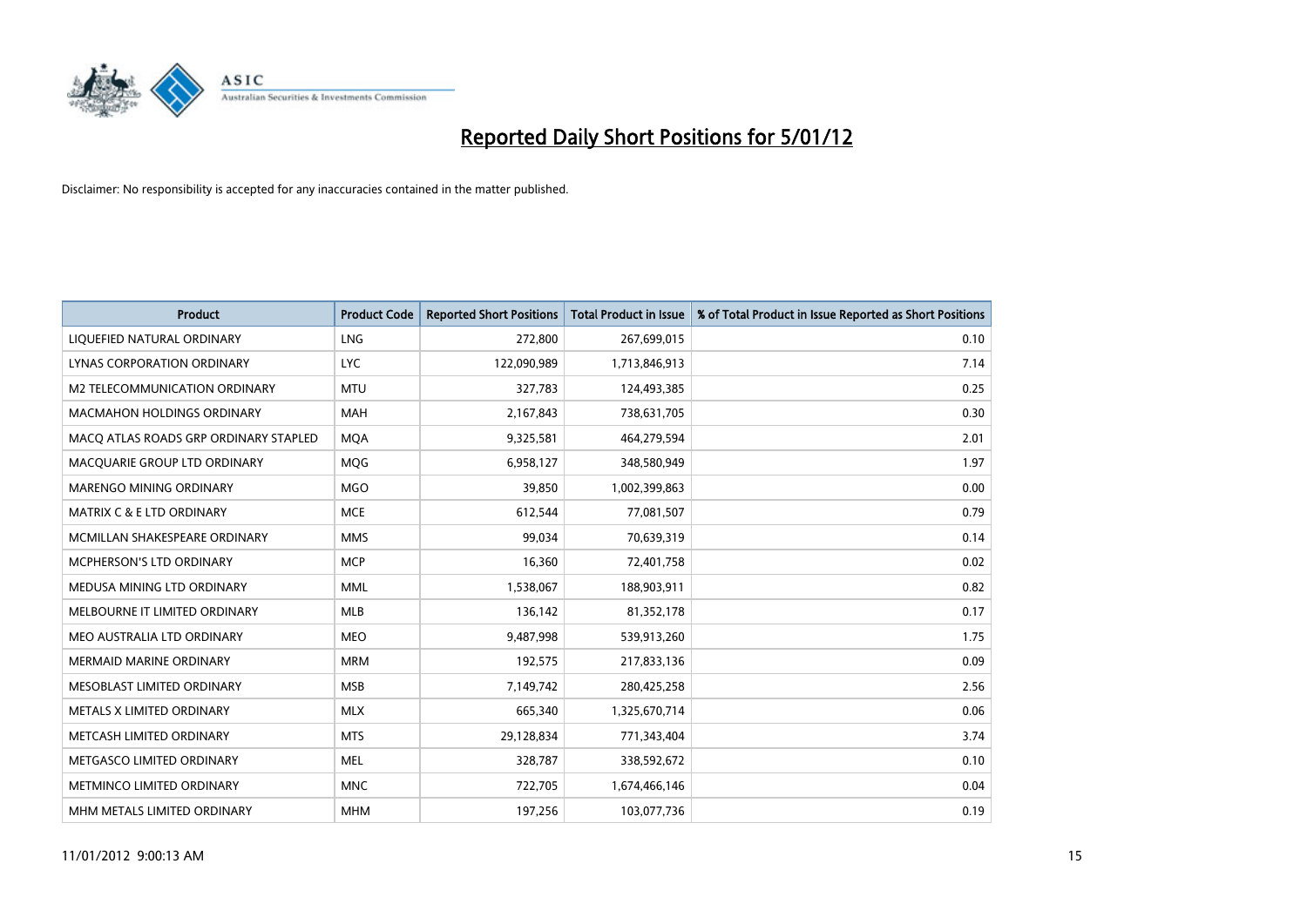# Reported Daily Short Positions for 5/01/12

Disclaimer: No responsibility is accepted for any inaccuracies contained in the matter published.

| Product | Product Code | Reported Short Positions | Total Product in Issue | % of Total Product in Issue Reported as Short Positions |
|---|---|---|---|---|
| LIQUEFIED NATURAL ORDINARY | LNG | 272,800 | 267,699,015 | 0.10 |
| LYNAS CORPORATION ORDINARY | LYC | 122,090,989 | 1,713,846,913 | 7.14 |
| M2 TELECOMMUNICATION ORDINARY | MTU | 327,783 | 124,493,385 | 0.25 |
| MACMAHON HOLDINGS ORDINARY | MAH | 2,167,843 | 738,631,705 | 0.30 |
| MACQ ATLAS ROADS GRP ORDINARY STAPLED | MQA | 9,325,581 | 464,279,594 | 2.01 |
| MACQUARIE GROUP LTD ORDINARY | MQG | 6,958,127 | 348,580,949 | 1.97 |
| MARENGO MINING ORDINARY | MGO | 39,850 | 1,002,399,863 | 0.00 |
| MATRIX C & E LTD ORDINARY | MCE | 612,544 | 77,081,507 | 0.79 |
| MCMILLAN SHAKESPEARE ORDINARY | MMS | 99,034 | 70,639,319 | 0.14 |
| MCPHERSON'S LTD ORDINARY | MCP | 16,360 | 72,401,758 | 0.02 |
| MEDUSA MINING LTD ORDINARY | MML | 1,538,067 | 188,903,911 | 0.82 |
| MELBOURNE IT LIMITED ORDINARY | MLB | 136,142 | 81,352,178 | 0.17 |
| MEO AUSTRALIA LTD ORDINARY | MEO | 9,487,998 | 539,913,260 | 1.75 |
| MERMAID MARINE ORDINARY | MRM | 192,575 | 217,833,136 | 0.09 |
| MESOBLAST LIMITED ORDINARY | MSB | 7,149,742 | 280,425,258 | 2.56 |
| METALS X LIMITED ORDINARY | MLX | 665,340 | 1,325,670,714 | 0.06 |
| METCASH LIMITED ORDINARY | MTS | 29,128,834 | 771,343,404 | 3.74 |
| METGASCO LIMITED ORDINARY | MEL | 328,787 | 338,592,672 | 0.10 |
| METMINCO LIMITED ORDINARY | MNC | 722,705 | 1,674,466,146 | 0.04 |
| MHM METALS LIMITED ORDINARY | MHM | 197,256 | 103,077,736 | 0.19 |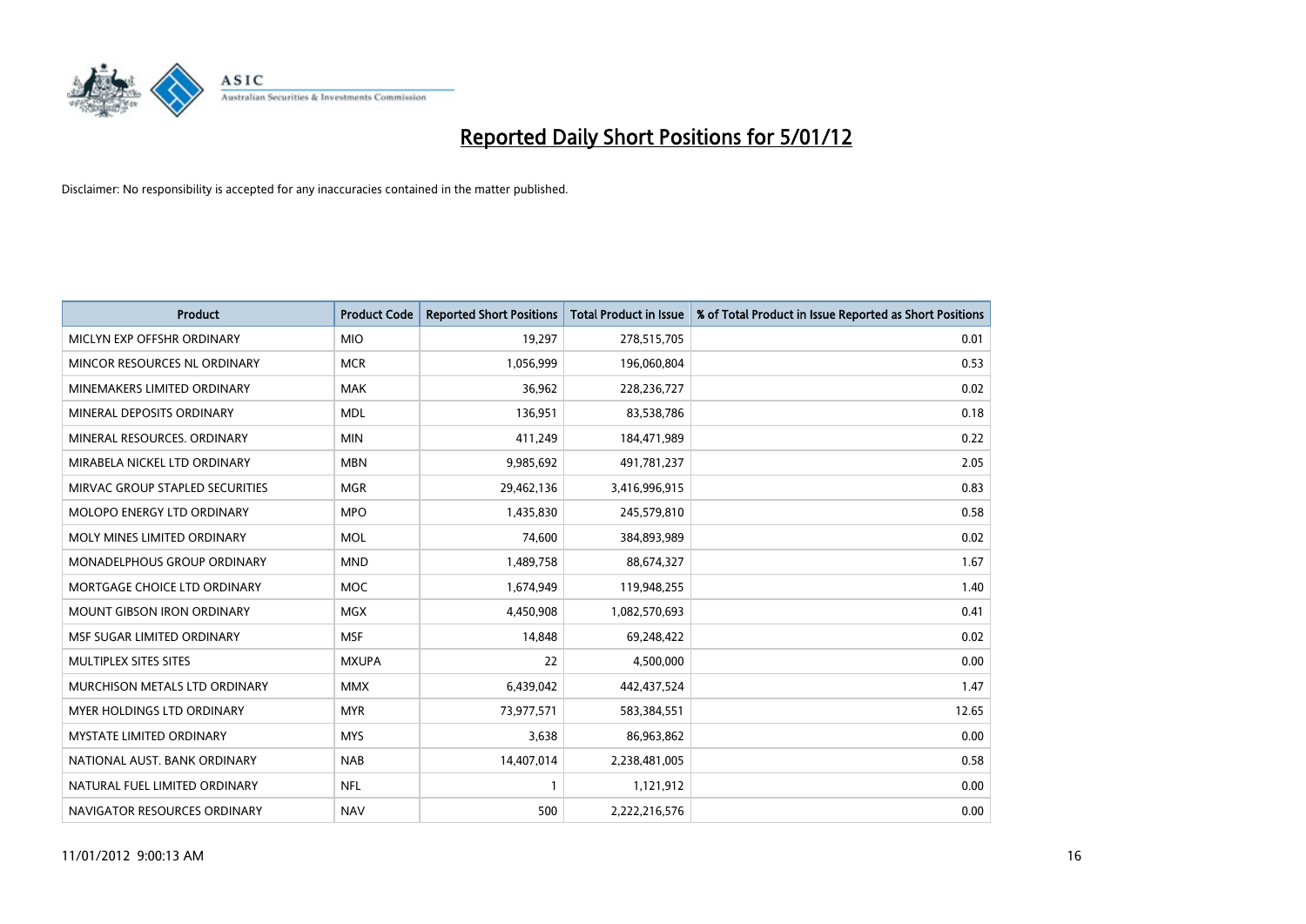# Reported Daily Short Positions for 5/01/12

Disclaimer: No responsibility is accepted for any inaccuracies contained in the matter published.

| Product | Product Code | Reported Short Positions | Total Product in Issue | % of Total Product in Issue Reported as Short Positions |
|---|---|---|---|---|
| MICLYN EXP OFFSHR ORDINARY | MIO | 19,297 | 278,515,705 | 0.01 |
| MINCOR RESOURCES NL ORDINARY | MCR | 1,056,999 | 196,060,804 | 0.53 |
| MINEMAKERS LIMITED ORDINARY | MAK | 36,962 | 228,236,727 | 0.02 |
| MINERAL DEPOSITS ORDINARY | MDL | 136,951 | 83,538,786 | 0.18 |
| MINERAL RESOURCES. ORDINARY | MIN | 411,249 | 184,471,989 | 0.22 |
| MIRABELA NICKEL LTD ORDINARY | MBN | 9,985,692 | 491,781,237 | 2.05 |
| MIRVAC GROUP STAPLED SECURITIES | MGR | 29,462,136 | 3,416,996,915 | 0.83 |
| MOLOPO ENERGY LTD ORDINARY | MPO | 1,435,830 | 245,579,810 | 0.58 |
| MOLY MINES LIMITED ORDINARY | MOL | 74,600 | 384,893,989 | 0.02 |
| MONADELPHOUS GROUP ORDINARY | MND | 1,489,758 | 88,674,327 | 1.67 |
| MORTGAGE CHOICE LTD ORDINARY | MOC | 1,674,949 | 119,948,255 | 1.40 |
| MOUNT GIBSON IRON ORDINARY | MGX | 4,450,908 | 1,082,570,693 | 0.41 |
| MSF SUGAR LIMITED ORDINARY | MSF | 14,848 | 69,248,422 | 0.02 |
| MULTIPLEX SITES SITES | MXUPA | 22 | 4,500,000 | 0.00 |
| MURCHISON METALS LTD ORDINARY | MMX | 6,439,042 | 442,437,524 | 1.47 |
| MYER HOLDINGS LTD ORDINARY | MYR | 73,977,571 | 583,384,551 | 12.65 |
| MYSTATE LIMITED ORDINARY | MYS | 3,638 | 86,963,862 | 0.00 |
| NATIONAL AUST. BANK ORDINARY | NAB | 14,407,014 | 2,238,481,005 | 0.58 |
| NATURAL FUEL LIMITED ORDINARY | NFL | 1 | 1,121,912 | 0.00 |
| NAVIGATOR RESOURCES ORDINARY | NAV | 500 | 2,222,216,576 | 0.00 |

11/01/2012 9:00:13 AM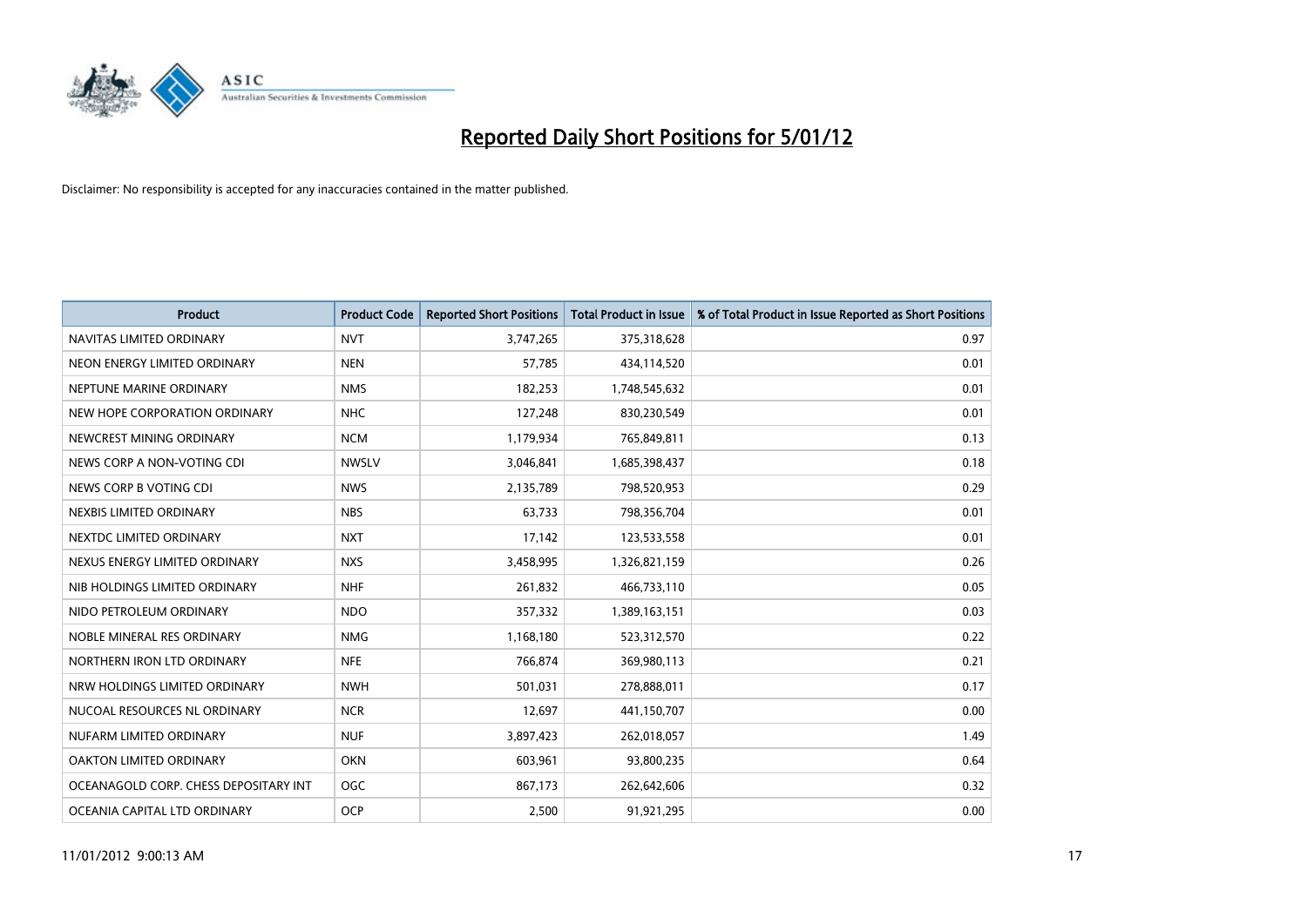# Reported Daily Short Positions for 5/01/12

Disclaimer: No responsibility is accepted for any inaccuracies contained in the matter published.

| Product | Product Code | Reported Short Positions | Total Product in Issue | % of Total Product in Issue Reported as Short Positions |
|---|---|---|---|---|
| NAVITAS LIMITED ORDINARY | NVT | 3,747,265 | 375,318,628 | 0.97 |
| NEON ENERGY LIMITED ORDINARY | NEN | 57,785 | 434,114,520 | 0.01 |
| NEPTUNE MARINE ORDINARY | NMS | 182,253 | 1,748,545,632 | 0.01 |
| NEW HOPE CORPORATION ORDINARY | NHC | 127,248 | 830,230,549 | 0.01 |
| NEWCREST MINING ORDINARY | NCM | 1,179,934 | 765,849,811 | 0.13 |
| NEWS CORP A NON-VOTING CDI | NWSLV | 3,046,841 | 1,685,398,437 | 0.18 |
| NEWS CORP B VOTING CDI | NWS | 2,135,789 | 798,520,953 | 0.29 |
| NEXBIS LIMITED ORDINARY | NBS | 63,733 | 798,356,704 | 0.01 |
| NEXTDC LIMITED ORDINARY | NXT | 17,142 | 123,533,558 | 0.01 |
| NEXUS ENERGY LIMITED ORDINARY | NXS | 3,458,995 | 1,326,821,159 | 0.26 |
| NIB HOLDINGS LIMITED ORDINARY | NHF | 261,832 | 466,733,110 | 0.05 |
| NIDO PETROLEUM ORDINARY | NDO | 357,332 | 1,389,163,151 | 0.03 |
| NOBLE MINERAL RES ORDINARY | NMG | 1,168,180 | 523,312,570 | 0.22 |
| NORTHERN IRON LTD ORDINARY | NFE | 766,874 | 369,980,113 | 0.21 |
| NRW HOLDINGS LIMITED ORDINARY | NWH | 501,031 | 278,888,011 | 0.17 |
| NUCOAL RESOURCES NL ORDINARY | NCR | 12,697 | 441,150,707 | 0.00 |
| NUFARM LIMITED ORDINARY | NUF | 3,897,423 | 262,018,057 | 1.49 |
| OAKTON LIMITED ORDINARY | OKN | 603,961 | 93,800,235 | 0.64 |
| OCEANAGOLD CORP. CHESS DEPOSITARY INT | OGC | 867,173 | 262,642,606 | 0.32 |
| OCEANIA CAPITAL LTD ORDINARY | OCP | 2,500 | 91,921,295 | 0.00 |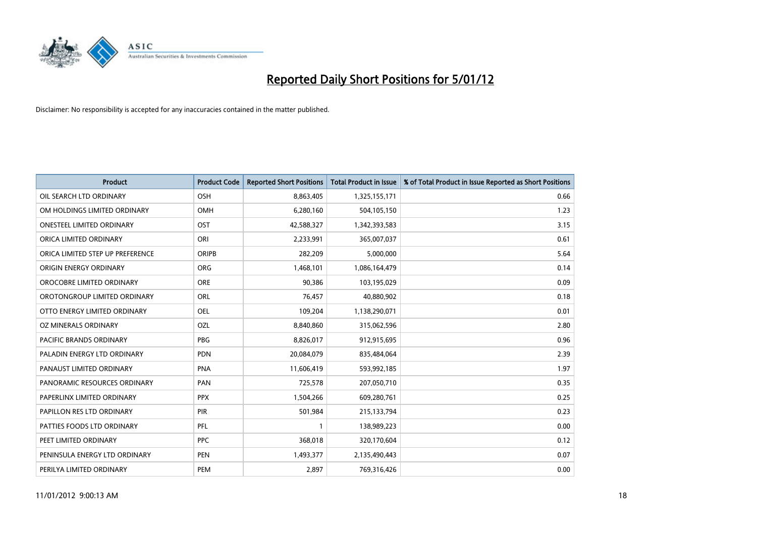# Reported Daily Short Positions for 5/01/12

Disclaimer: No responsibility is accepted for any inaccuracies contained in the matter published.

| Product | Product Code | Reported Short Positions | Total Product in Issue | % of Total Product in Issue Reported as Short Positions |
|---|---|---|---|---|
| OIL SEARCH LTD ORDINARY | OSH | 8,863,405 | 1,325,155,171 | 0.66 |
| OM HOLDINGS LIMITED ORDINARY | OMH | 6,280,160 | 504,105,150 | 1.23 |
| ONESTEEL LIMITED ORDINARY | OST | 42,588,327 | 1,342,393,583 | 3.15 |
| ORICA LIMITED ORDINARY | ORI | 2,233,991 | 365,007,037 | 0.61 |
| ORICA LIMITED STEP UP PREFERENCE | ORIPB | 282,209 | 5,000,000 | 5.64 |
| ORIGIN ENERGY ORDINARY | ORG | 1,468,101 | 1,086,164,479 | 0.14 |
| OROCOBRE LIMITED ORDINARY | ORE | 90,386 | 103,195,029 | 0.09 |
| OROTONGROUP LIMITED ORDINARY | ORL | 76,457 | 40,880,902 | 0.18 |
| OTTO ENERGY LIMITED ORDINARY | OEL | 109,204 | 1,138,290,071 | 0.01 |
| OZ MINERALS ORDINARY | OZL | 8,840,860 | 315,062,596 | 2.80 |
| PACIFIC BRANDS ORDINARY | PBG | 8,826,017 | 912,915,695 | 0.96 |
| PALADIN ENERGY LTD ORDINARY | PDN | 20,084,079 | 835,484,064 | 2.39 |
| PANAUST LIMITED ORDINARY | PNA | 11,606,419 | 593,992,185 | 1.97 |
| PANORAMIC RESOURCES ORDINARY | PAN | 725,578 | 207,050,710 | 0.35 |
| PAPERLINX LIMITED ORDINARY | PPX | 1,504,266 | 609,280,761 | 0.25 |
| PAPILLON RES LTD ORDINARY | PIR | 501,984 | 215,133,794 | 0.23 |
| PATTIES FOODS LTD ORDINARY | PFL | 1 | 138,989,223 | 0.00 |
| PEET LIMITED ORDINARY | PPC | 368,018 | 320,170,604 | 0.12 |
| PENINSULA ENERGY LTD ORDINARY | PEN | 1,493,377 | 2,135,490,443 | 0.07 |
| PERILYA LIMITED ORDINARY | PEM | 2,897 | 769,316,426 | 0.00 |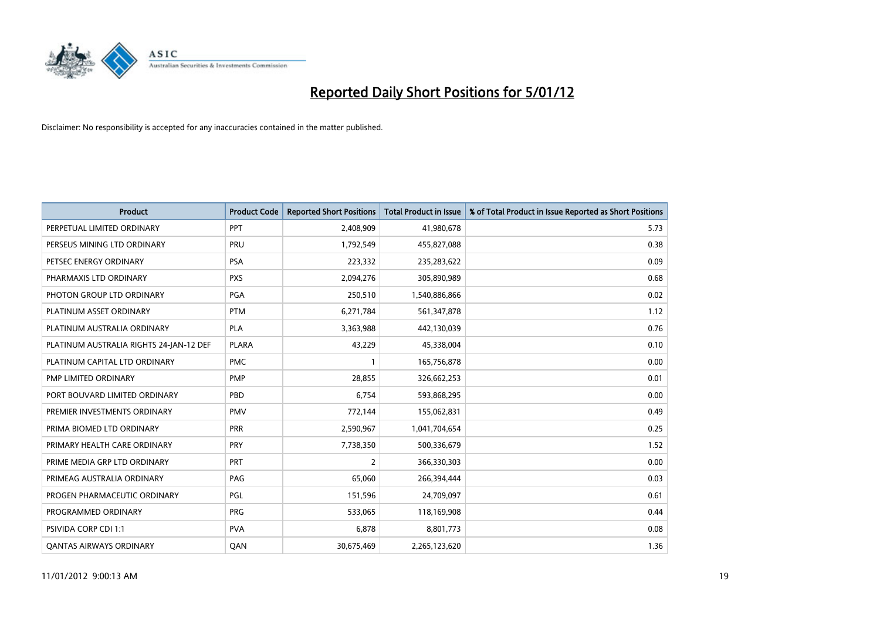# Reported Daily Short Positions for 5/01/12

Disclaimer: No responsibility is accepted for any inaccuracies contained in the matter published.

| Product | Product Code | Reported Short Positions | Total Product in Issue | % of Total Product in Issue Reported as Short Positions |
|---|---|---|---|---|
| PERPETUAL LIMITED ORDINARY | PPT | 2,408,909 | 41,980,678 | 5.73 |
| PERSEUS MINING LTD ORDINARY | PRU | 1,792,549 | 455,827,088 | 0.38 |
| PETSEC ENERGY ORDINARY | PSA | 223,332 | 235,283,622 | 0.09 |
| PHARMAXIS LTD ORDINARY | PXS | 2,094,276 | 305,890,989 | 0.68 |
| PHOTON GROUP LTD ORDINARY | PGA | 250,510 | 1,540,886,866 | 0.02 |
| PLATINUM ASSET ORDINARY | PTM | 6,271,784 | 561,347,878 | 1.12 |
| PLATINUM AUSTRALIA ORDINARY | PLA | 3,363,988 | 442,130,039 | 0.76 |
| PLATINUM AUSTRALIA RIGHTS 24-JAN-12 DEF | PLARA | 43,229 | 45,338,004 | 0.10 |
| PLATINUM CAPITAL LTD ORDINARY | PMC | 1 | 165,756,878 | 0.00 |
| PMP LIMITED ORDINARY | PMP | 28,855 | 326,662,253 | 0.01 |
| PORT BOUVARD LIMITED ORDINARY | PBD | 6,754 | 593,868,295 | 0.00 |
| PREMIER INVESTMENTS ORDINARY | PMV | 772,144 | 155,062,831 | 0.49 |
| PRIMA BIOMED LTD ORDINARY | PRR | 2,590,967 | 1,041,704,654 | 0.25 |
| PRIMARY HEALTH CARE ORDINARY | PRY | 7,738,350 | 500,336,679 | 1.52 |
| PRIME MEDIA GRP LTD ORDINARY | PRT | 2 | 366,330,303 | 0.00 |
| PRIMEAG AUSTRALIA ORDINARY | PAG | 65,060 | 266,394,444 | 0.03 |
| PROGEN PHARMACEUTIC ORDINARY | PGL | 151,596 | 24,709,097 | 0.61 |
| PROGRAMMED ORDINARY | PRG | 533,065 | 118,169,908 | 0.44 |
| PSIVIDA CORP CDI 1:1 | PVA | 6,878 | 8,801,773 | 0.08 |
| QANTAS AIRWAYS ORDINARY | QAN | 30,675,469 | 2,265,123,620 | 1.36 |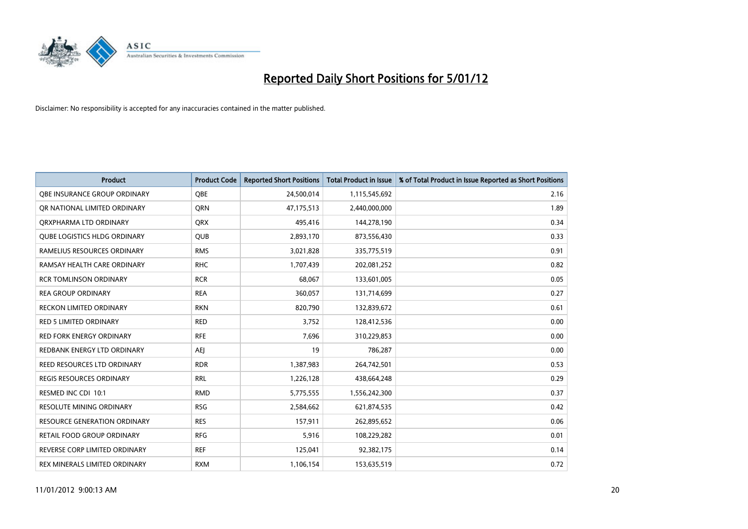# Reported Daily Short Positions for 5/01/12

Disclaimer: No responsibility is accepted for any inaccuracies contained in the matter published.

| Product | Product Code | Reported Short Positions | Total Product in Issue | % of Total Product in Issue Reported as Short Positions |
|---|---|---|---|---|
| QBE INSURANCE GROUP ORDINARY | QBE | 24,500,014 | 1,115,545,692 | 2.16 |
| QR NATIONAL LIMITED ORDINARY | QRN | 47,175,513 | 2,440,000,000 | 1.89 |
| QRXPHARMA LTD ORDINARY | QRX | 495,416 | 144,278,190 | 0.34 |
| QUBE LOGISTICS HLDG ORDINARY | QUB | 2,893,170 | 873,556,430 | 0.33 |
| RAMELIUS RESOURCES ORDINARY | RMS | 3,021,828 | 335,775,519 | 0.91 |
| RAMSAY HEALTH CARE ORDINARY | RHC | 1,707,439 | 202,081,252 | 0.82 |
| RCR TOMLINSON ORDINARY | RCR | 68,067 | 133,601,005 | 0.05 |
| REA GROUP ORDINARY | REA | 360,057 | 131,714,699 | 0.27 |
| RECKON LIMITED ORDINARY | RKN | 820,790 | 132,839,672 | 0.61 |
| RED 5 LIMITED ORDINARY | RED | 3,752 | 128,412,536 | 0.00 |
| RED FORK ENERGY ORDINARY | RFE | 7,696 | 310,229,853 | 0.00 |
| REDBANK ENERGY LTD ORDINARY | AEJ | 19 | 786,287 | 0.00 |
| REED RESOURCES LTD ORDINARY | RDR | 1,387,983 | 264,742,501 | 0.53 |
| REGIS RESOURCES ORDINARY | RRL | 1,226,128 | 438,664,248 | 0.29 |
| RESMED INC CDI 10:1 | RMD | 5,775,555 | 1,556,242,300 | 0.37 |
| RESOLUTE MINING ORDINARY | RSG | 2,584,662 | 621,874,535 | 0.42 |
| RESOURCE GENERATION ORDINARY | RES | 157,911 | 262,895,652 | 0.06 |
| RETAIL FOOD GROUP ORDINARY | RFG | 5,916 | 108,229,282 | 0.01 |
| REVERSE CORP LIMITED ORDINARY | REF | 125,041 | 92,382,175 | 0.14 |
| REX MINERALS LIMITED ORDINARY | RXM | 1,106,154 | 153,635,519 | 0.72 |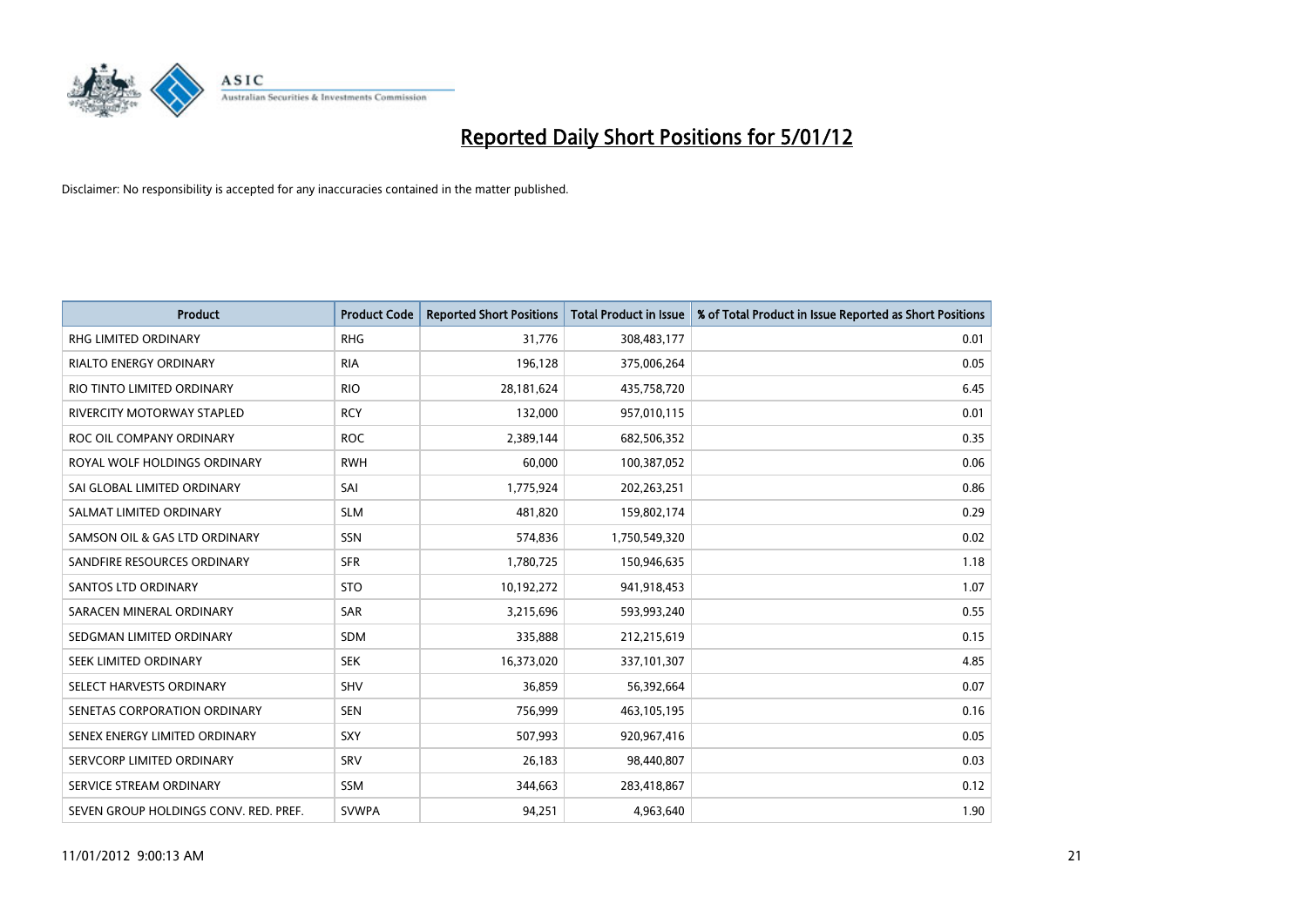# Reported Daily Short Positions for 5/01/12

Disclaimer: No responsibility is accepted for any inaccuracies contained in the matter published.

| Product | Product Code | Reported Short Positions | Total Product in Issue | % of Total Product in Issue Reported as Short Positions |
|---|---|---|---|---|
| RHG LIMITED ORDINARY | RHG | 31,776 | 308,483,177 | 0.01 |
| RIALTO ENERGY ORDINARY | RIA | 196,128 | 375,006,264 | 0.05 |
| RIO TINTO LIMITED ORDINARY | RIO | 28,181,624 | 435,758,720 | 6.45 |
| RIVERCITY MOTORWAY STAPLED | RCY | 132,000 | 957,010,115 | 0.01 |
| ROC OIL COMPANY ORDINARY | ROC | 2,389,144 | 682,506,352 | 0.35 |
| ROYAL WOLF HOLDINGS ORDINARY | RWH | 60,000 | 100,387,052 | 0.06 |
| SAI GLOBAL LIMITED ORDINARY | SAI | 1,775,924 | 202,263,251 | 0.86 |
| SALMAT LIMITED ORDINARY | SLM | 481,820 | 159,802,174 | 0.29 |
| SAMSON OIL & GAS LTD ORDINARY | SSN | 574,836 | 1,750,549,320 | 0.02 |
| SANDFIRE RESOURCES ORDINARY | SFR | 1,780,725 | 150,946,635 | 1.18 |
| SANTOS LTD ORDINARY | STO | 10,192,272 | 941,918,453 | 1.07 |
| SARACEN MINERAL ORDINARY | SAR | 3,215,696 | 593,993,240 | 0.55 |
| SEDGMAN LIMITED ORDINARY | SDM | 335,888 | 212,215,619 | 0.15 |
| SEEK LIMITED ORDINARY | SEK | 16,373,020 | 337,101,307 | 4.85 |
| SELECT HARVESTS ORDINARY | SHV | 36,859 | 56,392,664 | 0.07 |
| SENETAS CORPORATION ORDINARY | SEN | 756,999 | 463,105,195 | 0.16 |
| SENEX ENERGY LIMITED ORDINARY | SXY | 507,993 | 920,967,416 | 0.05 |
| SERVCORP LIMITED ORDINARY | SRV | 26,183 | 98,440,807 | 0.03 |
| SERVICE STREAM ORDINARY | SSM | 344,663 | 283,418,867 | 0.12 |
| SEVEN GROUP HOLDINGS CONV. RED. PREF. | SVWPA | 94,251 | 4,963,640 | 1.90 |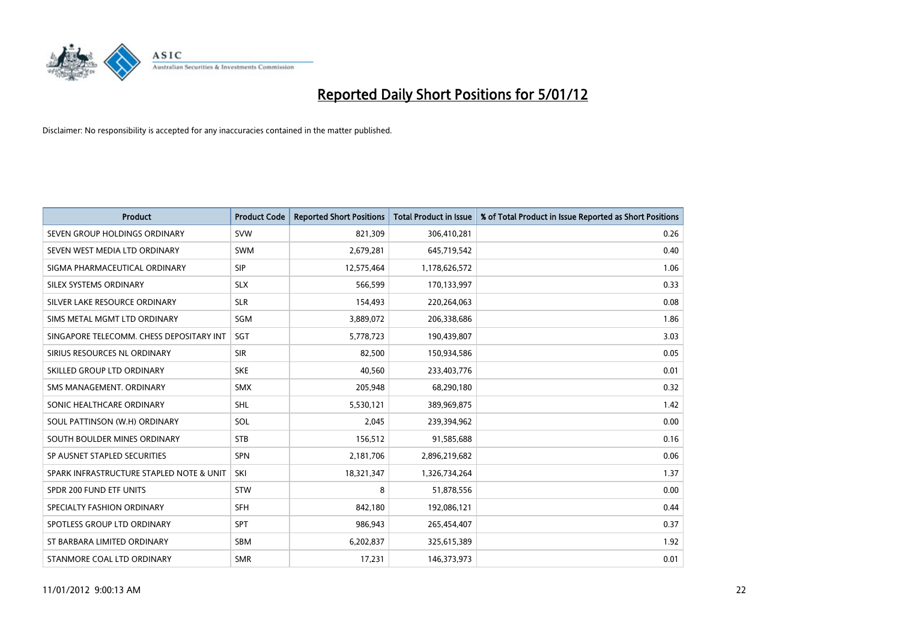# Reported Daily Short Positions for 5/01/12

Disclaimer: No responsibility is accepted for any inaccuracies contained in the matter published.

| Product | Product Code | Reported Short Positions | Total Product in Issue | % of Total Product in Issue Reported as Short Positions |
|---|---|---|---|---|
| SEVEN GROUP HOLDINGS ORDINARY | SVW | 821,309 | 306,410,281 | 0.26 |
| SEVEN WEST MEDIA LTD ORDINARY | SWM | 2,679,281 | 645,719,542 | 0.40 |
| SIGMA PHARMACEUTICAL ORDINARY | SIP | 12,575,464 | 1,178,626,572 | 1.06 |
| SILEX SYSTEMS ORDINARY | SLX | 566,599 | 170,133,997 | 0.33 |
| SILVER LAKE RESOURCE ORDINARY | SLR | 154,493 | 220,264,063 | 0.08 |
| SIMS METAL MGMT LTD ORDINARY | SGM | 3,889,072 | 206,338,686 | 1.86 |
| SINGAPORE TELECOMM. CHESS DEPOSITARY INT | SGT | 5,778,723 | 190,439,807 | 3.03 |
| SIRIUS RESOURCES NL ORDINARY | SIR | 82,500 | 150,934,586 | 0.05 |
| SKILLED GROUP LTD ORDINARY | SKE | 40,560 | 233,403,776 | 0.01 |
| SMS MANAGEMENT. ORDINARY | SMX | 205,948 | 68,290,180 | 0.32 |
| SONIC HEALTHCARE ORDINARY | SHL | 5,530,121 | 389,969,875 | 1.42 |
| SOUL PATTINSON (W.H) ORDINARY | SOL | 2,045 | 239,394,962 | 0.00 |
| SOUTH BOULDER MINES ORDINARY | STB | 156,512 | 91,585,688 | 0.16 |
| SP AUSNET STAPLED SECURITIES | SPN | 2,181,706 | 2,896,219,682 | 0.06 |
| SPARK INFRASTRUCTURE STAPLED NOTE & UNIT | SKI | 18,321,347 | 1,326,734,264 | 1.37 |
| SPDR 200 FUND ETF UNITS | STW | 8 | 51,878,556 | 0.00 |
| SPECIALTY FASHION ORDINARY | SFH | 842,180 | 192,086,121 | 0.44 |
| SPOTLESS GROUP LTD ORDINARY | SPT | 986,943 | 265,454,407 | 0.37 |
| ST BARBARA LIMITED ORDINARY | SBM | 6,202,837 | 325,615,389 | 1.92 |
| STANMORE COAL LTD ORDINARY | SMR | 17,231 | 146,373,973 | 0.01 |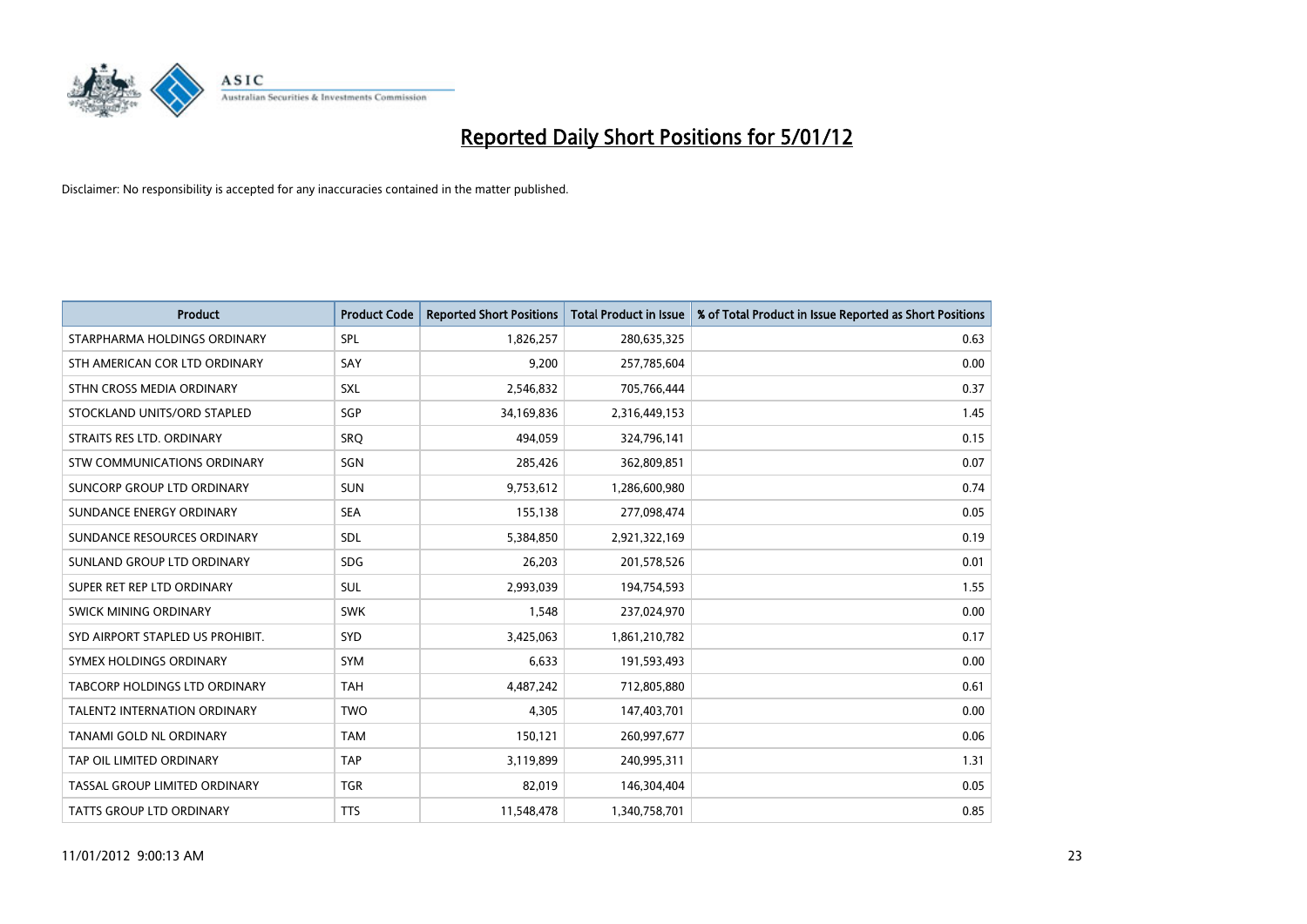# Reported Daily Short Positions for 5/01/12

Disclaimer: No responsibility is accepted for any inaccuracies contained in the matter published.

| Product | Product Code | Reported Short Positions | Total Product in Issue | % of Total Product in Issue Reported as Short Positions |
|---|---|---|---|---|
| STARPHARMA HOLDINGS ORDINARY | SPL | 1,826,257 | 280,635,325 | 0.63 |
| STH AMERICAN COR LTD ORDINARY | SAY | 9,200 | 257,785,604 | 0.00 |
| STHN CROSS MEDIA ORDINARY | SXL | 2,546,832 | 705,766,444 | 0.37 |
| STOCKLAND UNITS/ORD STAPLED | SGP | 34,169,836 | 2,316,449,153 | 1.45 |
| STRAITS RES LTD. ORDINARY | SRQ | 494,059 | 324,796,141 | 0.15 |
| STW COMMUNICATIONS ORDINARY | SGN | 285,426 | 362,809,851 | 0.07 |
| SUNCORP GROUP LTD ORDINARY | SUN | 9,753,612 | 1,286,600,980 | 0.74 |
| SUNDANCE ENERGY ORDINARY | SEA | 155,138 | 277,098,474 | 0.05 |
| SUNDANCE RESOURCES ORDINARY | SDL | 5,384,850 | 2,921,322,169 | 0.19 |
| SUNLAND GROUP LTD ORDINARY | SDG | 26,203 | 201,578,526 | 0.01 |
| SUPER RET REP LTD ORDINARY | SUL | 2,993,039 | 194,754,593 | 1.55 |
| SWICK MINING ORDINARY | SWK | 1,548 | 237,024,970 | 0.00 |
| SYD AIRPORT STAPLED US PROHIBIT. | SYD | 3,425,063 | 1,861,210,782 | 0.17 |
| SYMEX HOLDINGS ORDINARY | SYM | 6,633 | 191,593,493 | 0.00 |
| TABCORP HOLDINGS LTD ORDINARY | TAH | 4,487,242 | 712,805,880 | 0.61 |
| TALENT2 INTERNATION ORDINARY | TWO | 4,305 | 147,403,701 | 0.00 |
| TANAMI GOLD NL ORDINARY | TAM | 150,121 | 260,997,677 | 0.06 |
| TAP OIL LIMITED ORDINARY | TAP | 3,119,899 | 240,995,311 | 1.31 |
| TASSAL GROUP LIMITED ORDINARY | TGR | 82,019 | 146,304,404 | 0.05 |
| TATTS GROUP LTD ORDINARY | TTS | 11,548,478 | 1,340,758,701 | 0.85 |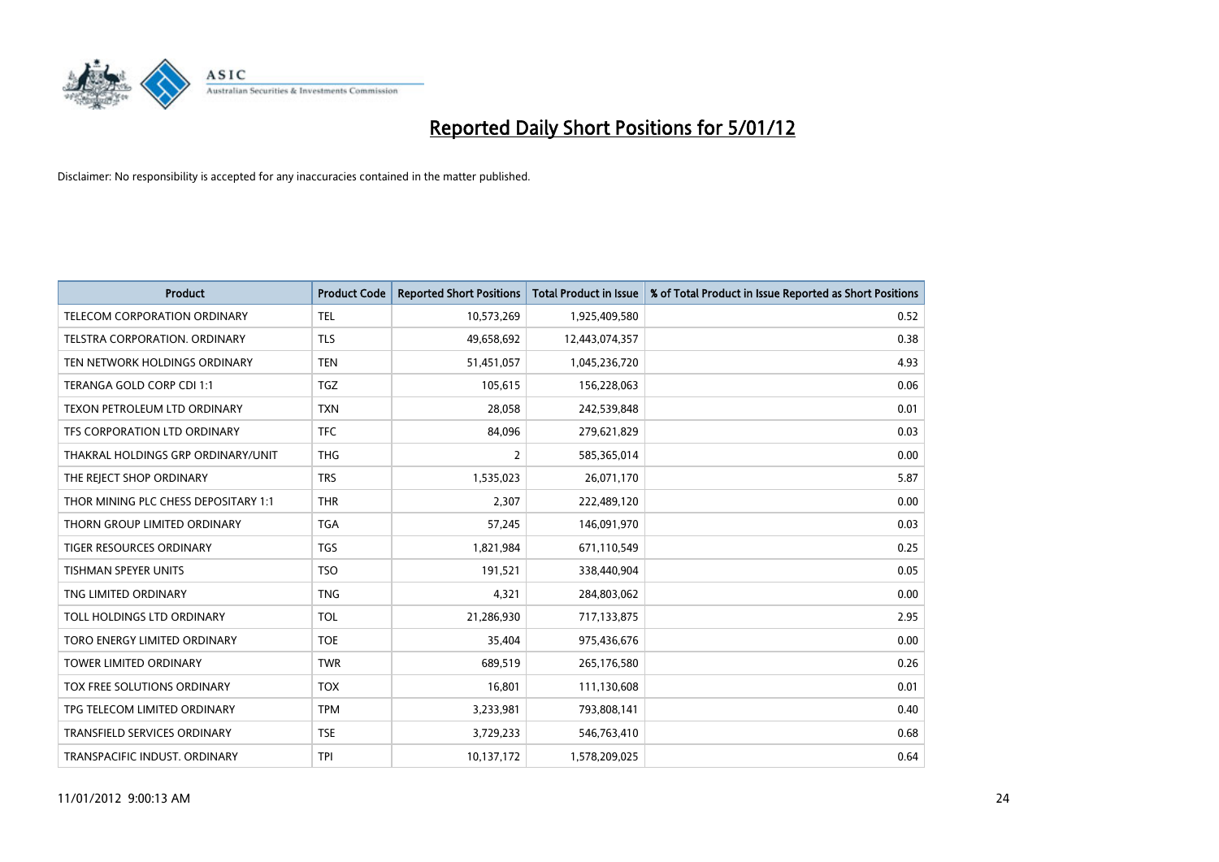# Reported Daily Short Positions for 5/01/12

Disclaimer: No responsibility is accepted for any inaccuracies contained in the matter published.

| Product | Product Code | Reported Short Positions | Total Product in Issue | % of Total Product in Issue Reported as Short Positions |
|---|---|---|---|---|
| TELECOM CORPORATION ORDINARY | TEL | 10,573,269 | 1,925,409,580 | 0.52 |
| TELSTRA CORPORATION. ORDINARY | TLS | 49,658,692 | 12,443,074,357 | 0.38 |
| TEN NETWORK HOLDINGS ORDINARY | TEN | 51,451,057 | 1,045,236,720 | 4.93 |
| TERANGA GOLD CORP CDI 1:1 | TGZ | 105,615 | 156,228,063 | 0.06 |
| TEXON PETROLEUM LTD ORDINARY | TXN | 28,058 | 242,539,848 | 0.01 |
| TFS CORPORATION LTD ORDINARY | TFC | 84,096 | 279,621,829 | 0.03 |
| THAKRAL HOLDINGS GRP ORDINARY/UNIT | THG | 2 | 585,365,014 | 0.00 |
| THE REJECT SHOP ORDINARY | TRS | 1,535,023 | 26,071,170 | 5.87 |
| THOR MINING PLC CHESS DEPOSITARY 1:1 | THR | 2,307 | 222,489,120 | 0.00 |
| THORN GROUP LIMITED ORDINARY | TGA | 57,245 | 146,091,970 | 0.03 |
| TIGER RESOURCES ORDINARY | TGS | 1,821,984 | 671,110,549 | 0.25 |
| TISHMAN SPEYER UNITS | TSO | 191,521 | 338,440,904 | 0.05 |
| TNG LIMITED ORDINARY | TNG | 4,321 | 284,803,062 | 0.00 |
| TOLL HOLDINGS LTD ORDINARY | TOL | 21,286,930 | 717,133,875 | 2.95 |
| TORO ENERGY LIMITED ORDINARY | TOE | 35,404 | 975,436,676 | 0.00 |
| TOWER LIMITED ORDINARY | TWR | 689,519 | 265,176,580 | 0.26 |
| TOX FREE SOLUTIONS ORDINARY | TOX | 16,801 | 111,130,608 | 0.01 |
| TPG TELECOM LIMITED ORDINARY | TPM | 3,233,981 | 793,808,141 | 0.40 |
| TRANSFIELD SERVICES ORDINARY | TSE | 3,729,233 | 546,763,410 | 0.68 |
| TRANSPACIFIC INDUST. ORDINARY | TPI | 10,137,172 | 1,578,209,025 | 0.64 |

11/01/2012 9:00:13 AM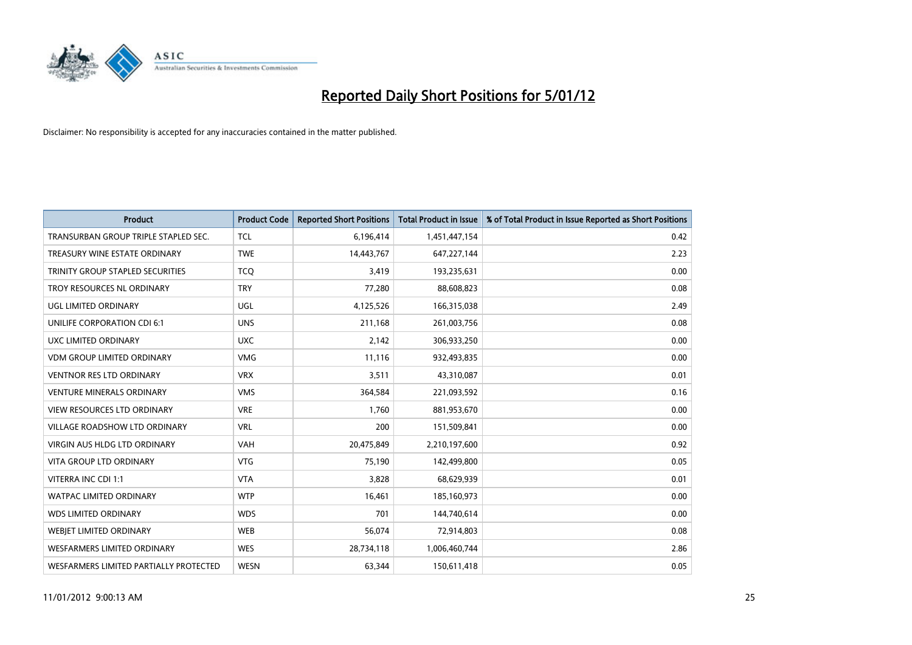# Reported Daily Short Positions for 5/01/12

Disclaimer: No responsibility is accepted for any inaccuracies contained in the matter published.

| Product | Product Code | Reported Short Positions | Total Product in Issue | % of Total Product in Issue Reported as Short Positions |
|---|---|---|---|---|
| TRANSURBAN GROUP TRIPLE STAPLED SEC. | TCL | 6,196,414 | 1,451,447,154 | 0.42 |
| TREASURY WINE ESTATE ORDINARY | TWE | 14,443,767 | 647,227,144 | 2.23 |
| TRINITY GROUP STAPLED SECURITIES | TCQ | 3,419 | 193,235,631 | 0.00 |
| TROY RESOURCES NL ORDINARY | TRY | 77,280 | 88,608,823 | 0.08 |
| UGL LIMITED ORDINARY | UGL | 4,125,526 | 166,315,038 | 2.49 |
| UNILIFE CORPORATION CDI 6:1 | UNS | 211,168 | 261,003,756 | 0.08 |
| UXC LIMITED ORDINARY | UXC | 2,142 | 306,933,250 | 0.00 |
| VDM GROUP LIMITED ORDINARY | VMG | 11,116 | 932,493,835 | 0.00 |
| VENTNOR RES LTD ORDINARY | VRX | 3,511 | 43,310,087 | 0.01 |
| VENTURE MINERALS ORDINARY | VMS | 364,584 | 221,093,592 | 0.16 |
| VIEW RESOURCES LTD ORDINARY | VRE | 1,760 | 881,953,670 | 0.00 |
| VILLAGE ROADSHOW LTD ORDINARY | VRL | 200 | 151,509,841 | 0.00 |
| VIRGIN AUS HLDG LTD ORDINARY | VAH | 20,475,849 | 2,210,197,600 | 0.92 |
| VITA GROUP LTD ORDINARY | VTG | 75,190 | 142,499,800 | 0.05 |
| VITERRA INC CDI 1:1 | VTA | 3,828 | 68,629,939 | 0.01 |
| WATPAC LIMITED ORDINARY | WTP | 16,461 | 185,160,973 | 0.00 |
| WDS LIMITED ORDINARY | WDS | 701 | 144,740,614 | 0.00 |
| WEBJET LIMITED ORDINARY | WEB | 56,074 | 72,914,803 | 0.08 |
| WESFARMERS LIMITED ORDINARY | WES | 28,734,118 | 1,006,460,744 | 2.86 |
| WESFARMERS LIMITED PARTIALLY PROTECTED | WESN | 63,344 | 150,611,418 | 0.05 |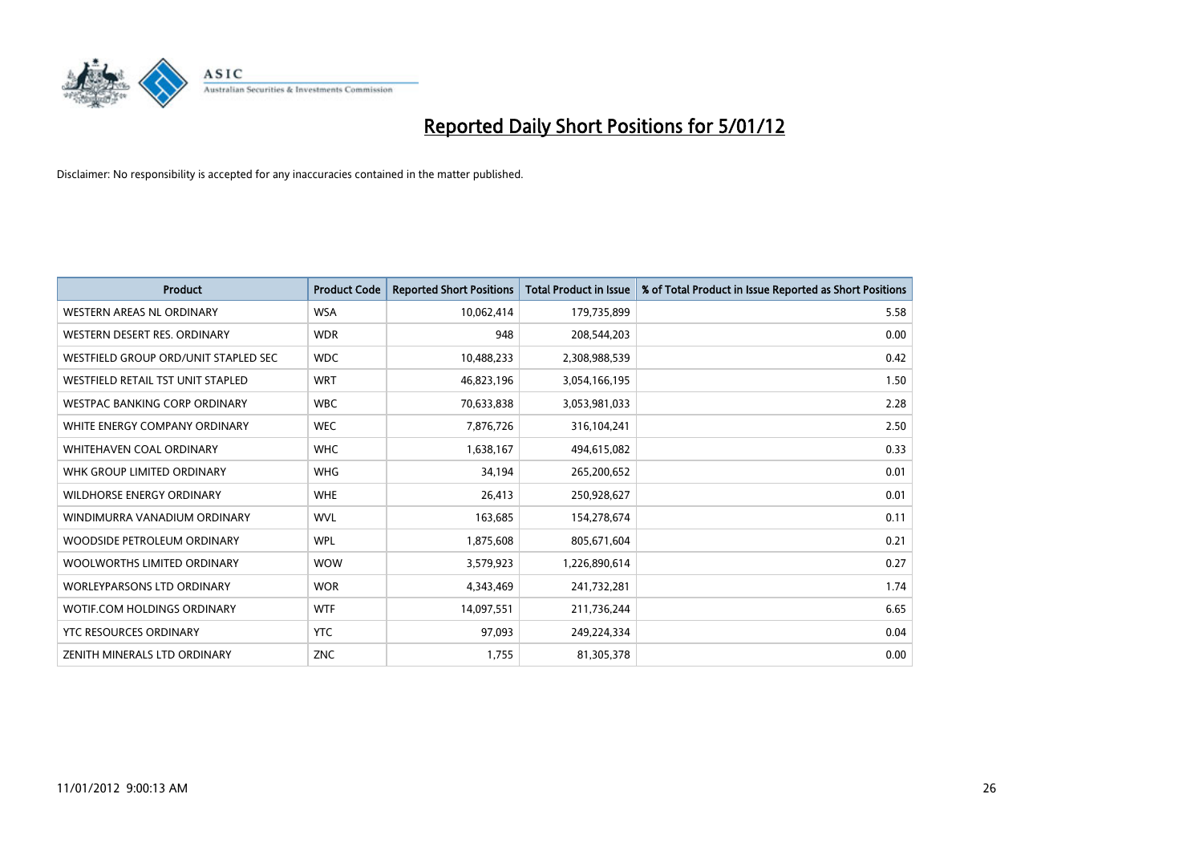# Reported Daily Short Positions for 5/01/12

Disclaimer: No responsibility is accepted for any inaccuracies contained in the matter published.

| Product | Product Code | Reported Short Positions | Total Product in Issue | % of Total Product in Issue Reported as Short Positions |
|---|---|---|---|---|
| WESTERN AREAS NL ORDINARY | WSA | 10,062,414 | 179,735,899 | 5.58 |
| WESTERN DESERT RES. ORDINARY | WDR | 948 | 208,544,203 | 0.00 |
| WESTFIELD GROUP ORD/UNIT STAPLED SEC | WDC | 10,488,233 | 2,308,988,539 | 0.42 |
| WESTFIELD RETAIL TST UNIT STAPLED | WRT | 46,823,196 | 3,054,166,195 | 1.50 |
| WESTPAC BANKING CORP ORDINARY | WBC | 70,633,838 | 3,053,981,033 | 2.28 |
| WHITE ENERGY COMPANY ORDINARY | WEC | 7,876,726 | 316,104,241 | 2.50 |
| WHITEHAVEN COAL ORDINARY | WHC | 1,638,167 | 494,615,082 | 0.33 |
| WHK GROUP LIMITED ORDINARY | WHG | 34,194 | 265,200,652 | 0.01 |
| WILDHORSE ENERGY ORDINARY | WHE | 26,413 | 250,928,627 | 0.01 |
| WINDIMURRA VANADIUM ORDINARY | WVL | 163,685 | 154,278,674 | 0.11 |
| WOODSIDE PETROLEUM ORDINARY | WPL | 1,875,608 | 805,671,604 | 0.21 |
| WOOLWORTHS LIMITED ORDINARY | WOW | 3,579,923 | 1,226,890,614 | 0.27 |
| WORLEYPARSONS LTD ORDINARY | WOR | 4,343,469 | 241,732,281 | 1.74 |
| WOTIF.COM HOLDINGS ORDINARY | WTF | 14,097,551 | 211,736,244 | 6.65 |
| YTC RESOURCES ORDINARY | YTC | 97,093 | 249,224,334 | 0.04 |
| ZENITH MINERALS LTD ORDINARY | ZNC | 1,755 | 81,305,378 | 0.00 |